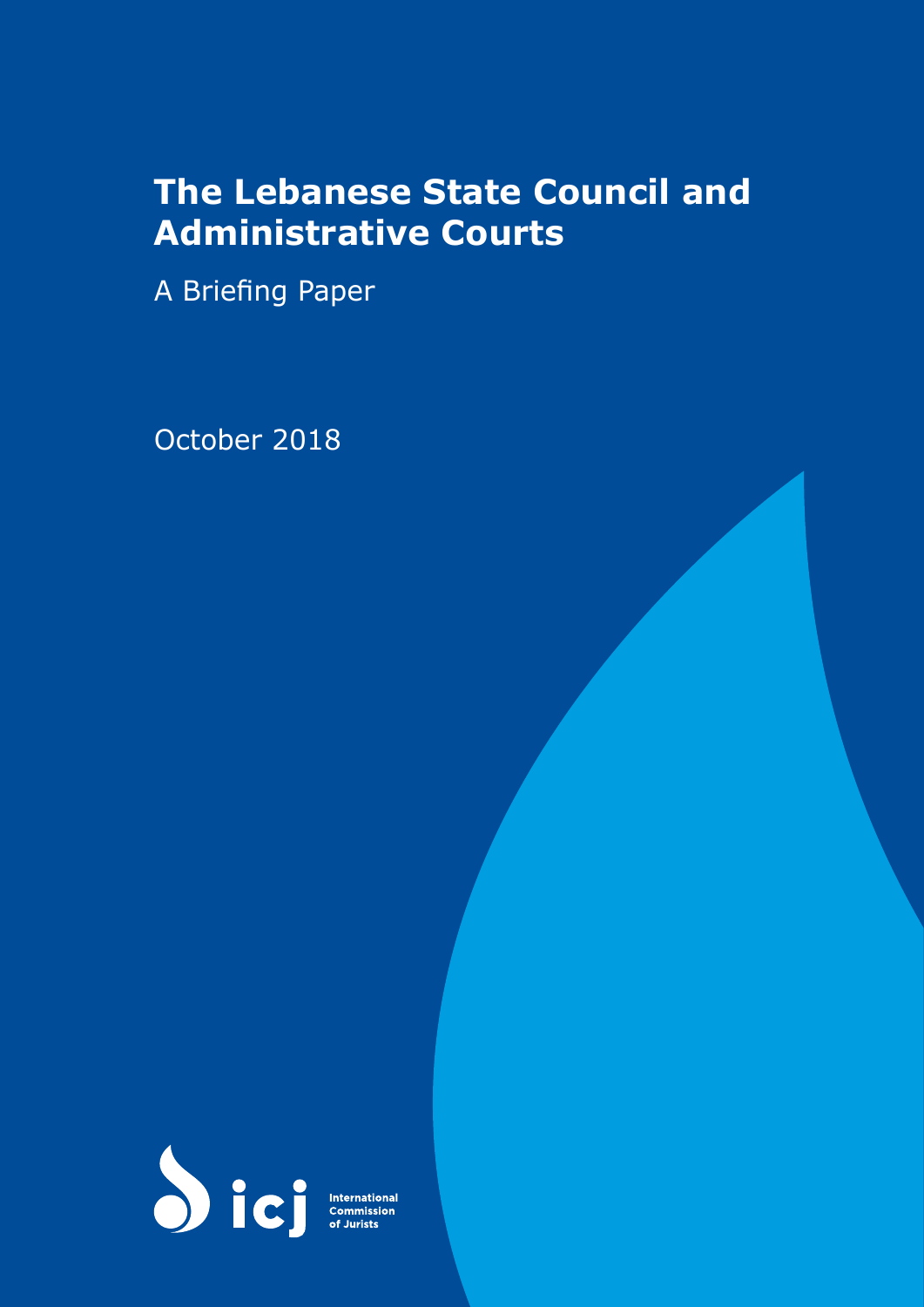# The Lebanese State Council and Administrative Courts

A Briefing Paper

October 2018

icj International Commission of Jurists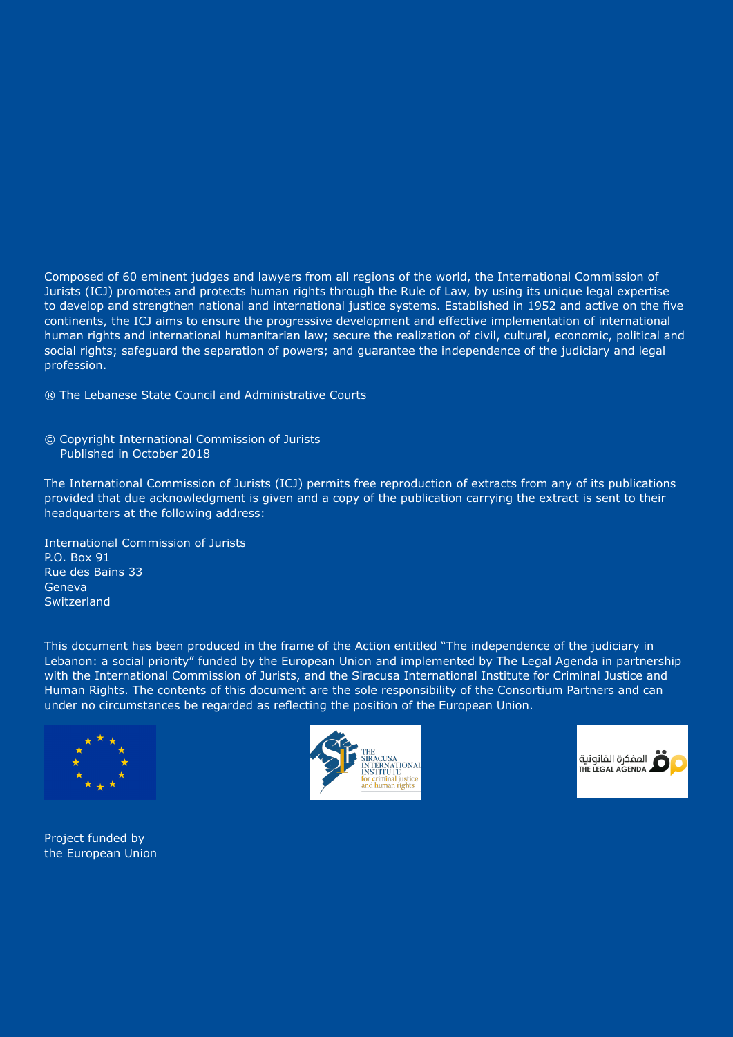Composed of 60 eminent judges and lawyers from all regions of the world, the International Commission of Jurists (ICJ) promotes and protects human rights through the Rule of Law, by using its unique legal expertise to develop and strengthen national and international justice systems. Established in 1952 and active on the five continents, the ICJ aims to ensure the progressive development and effective implementation of international human rights and international humanitarian law; secure the realization of civil, cultural, economic, political and social rights; safeguard the separation of powers; and guarantee the independence of the judiciary and legal profession.

® The Lebanese State Council and Administrative Courts

© Copyright International Commission of Jurists
Published in October 2018

The International Commission of Jurists (ICJ) permits free reproduction of extracts from any of its publications provided that due acknowledgment is given and a copy of the publication carrying the extract is sent to their headquarters at the following address:

International Commission of Jurists
P.O. Box 91
Rue des Bains 33
Geneva
Switzerland

This document has been produced in the frame of the Action entitled "The independence of the judiciary in Lebanon: a social priority" funded by the European Union and implemented by The Legal Agenda in partnership with the International Commission of Jurists, and the Siracusa International Institute for Criminal Justice and Human Rights. The contents of this document are the sole responsibility of the Consortium Partners and can under no circumstances be regarded as reflecting the position of the European Union.

THE SIRACUSA INTERNATIONAL INSTITUTE for criminal justice and human rights

المفكرة القانونية THE LEGAL AGENDA

Project funded by
the European Union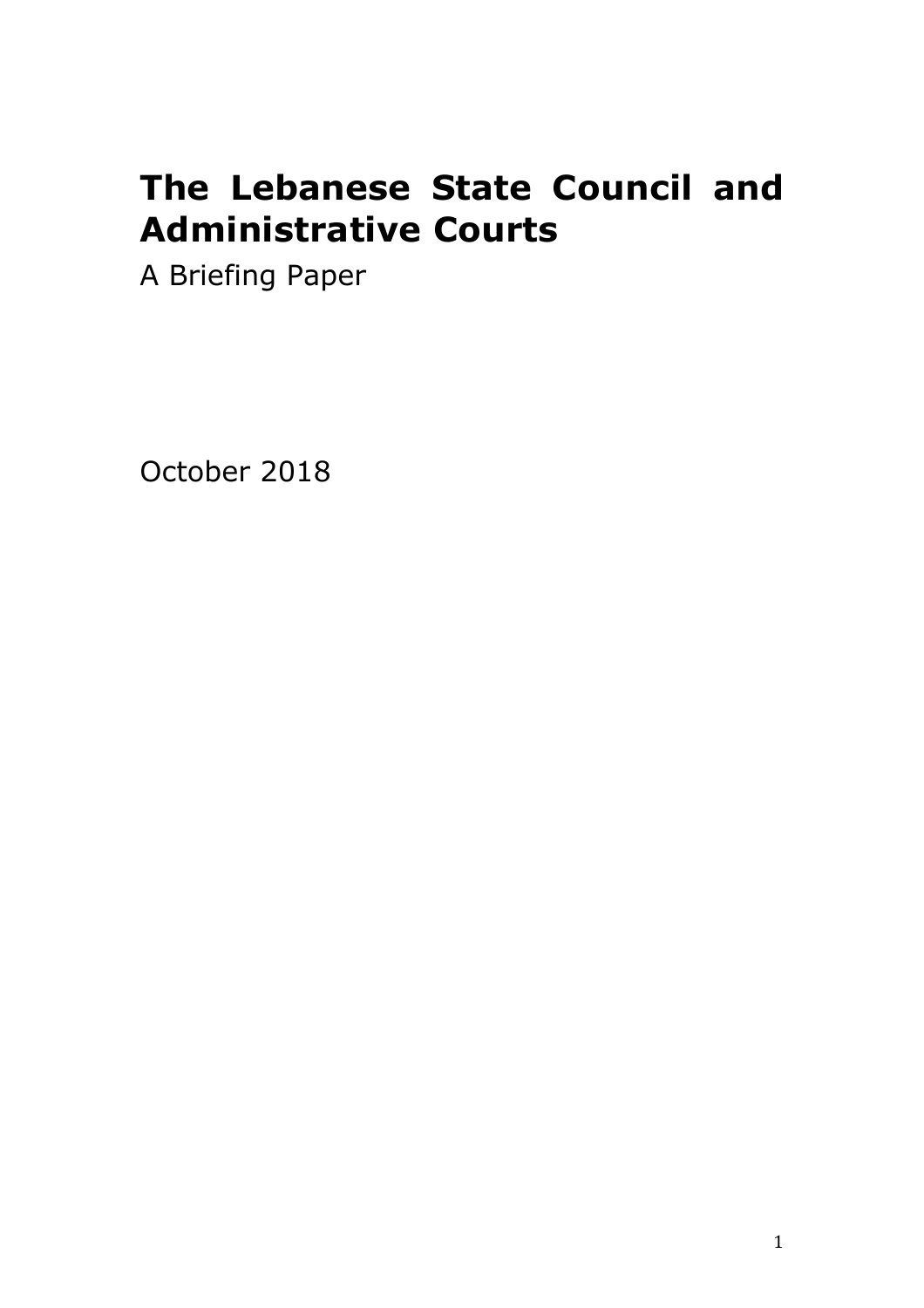# The Lebanese State Council and Administrative Courts

A Briefing Paper

October 2018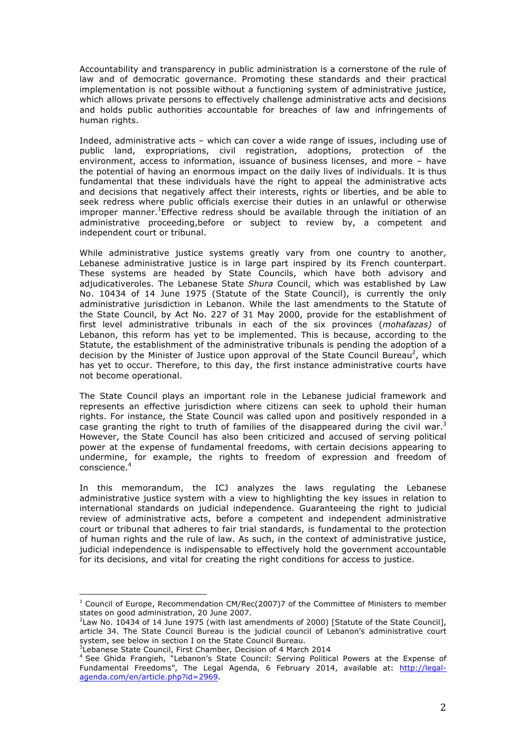Accountability and transparency in public administration is a cornerstone of the rule of law and of democratic governance. Promoting these standards and their practical implementation is not possible without a functioning system of administrative justice, which allows private persons to effectively challenge administrative acts and decisions and holds public authorities accountable for breaches of law and infringements of human rights.

Indeed, administrative acts – which can cover a wide range of issues, including use of public land, expropriations, civil registration, adoptions, protection of the environment, access to information, issuance of business licenses, and more – have the potential of having an enormous impact on the daily lives of individuals. It is thus fundamental that these individuals have the right to appeal the administrative acts and decisions that negatively affect their interests, rights or liberties, and be able to seek redress where public officials exercise their duties in an unlawful or otherwise improper manner.[1]Effective redress should be available through the initiation of an administrative proceeding,before or subject to review by, a competent and independent court or tribunal.

While administrative justice systems greatly vary from one country to another, Lebanese administrative justice is in large part inspired by its French counterpart. These systems are headed by State Councils, which have both advisory and adjudicativeroles. The Lebanese State *Shura* Council, which was established by Law No. 10434 of 14 June 1975 (Statute of the State Council), is currently the only administrative jurisdiction in Lebanon. While the last amendments to the Statute of the State Council, by Act No. 227 of 31 May 2000, provide for the establishment of first level administrative tribunals in each of the six provinces (*mohafazas)* of Lebanon, this reform has yet to be implemented. This is because, according to the Statute, the establishment of the administrative tribunals is pending the adoption of a decision by the Minister of Justice upon approval of the State Council Bureau[2], which has yet to occur. Therefore, to this day, the first instance administrative courts have not become operational.

The State Council plays an important role in the Lebanese judicial framework and represents an effective jurisdiction where citizens can seek to uphold their human rights. For instance, the State Council was called upon and positively responded in a case granting the right to truth of families of the disappeared during the civil war.[3] However, the State Council has also been criticized and accused of serving political power at the expense of fundamental freedoms, with certain decisions appearing to undermine, for example, the rights to freedom of expression and freedom of conscience.[4]

In this memorandum, the ICJ analyzes the laws regulating the Lebanese administrative justice system with a view to highlighting the key issues in relation to international standards on judicial independence. Guaranteeing the right to judicial review of administrative acts, before a competent and independent administrative court or tribunal that adheres to fair trial standards, is fundamental to the protection of human rights and the rule of law. As such, in the context of administrative justice, judicial independence is indispensable to effectively hold the government accountable for its decisions, and vital for creating the right conditions for access to justice.

---

[1] Council of Europe, Recommendation CM/Rec(2007)7 of the Committee of Ministers to member states on good administration, 20 June 2007.

[2] Law No. 10434 of 14 June 1975 (with last amendments of 2000) [Statute of the State Council], article 34. The State Council Bureau is the judicial council of Lebanon's administrative court system, see below in section I on the State Council Bureau.

[3] Lebanese State Council, First Chamber, Decision of 4 March 2014

[4] See Ghida Frangieh, "Lebanon's State Council: Serving Political Powers at the Expense of Fundamental Freedoms", The Legal Agenda, 6 February 2014, available at: http://legal-agenda.com/en/article.php?id=2969.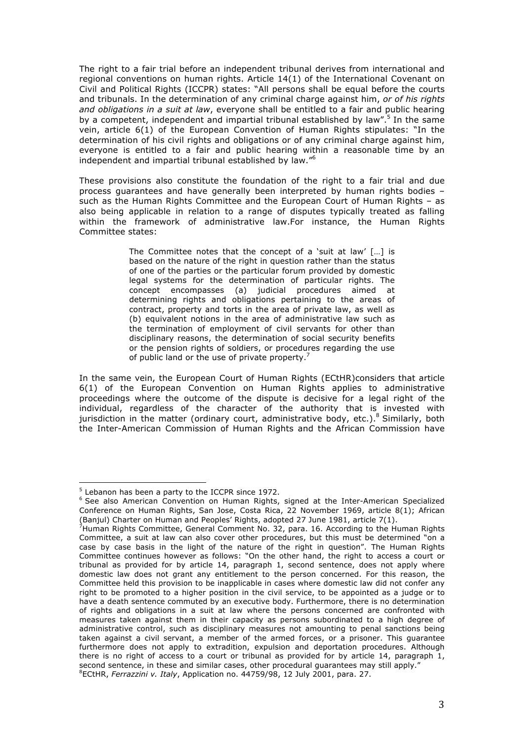The right to a fair trial before an independent tribunal derives from international and regional conventions on human rights. Article 14(1) of the International Covenant on Civil and Political Rights (ICCPR) states: "All persons shall be equal before the courts and tribunals. In the determination of any criminal charge against him, *or of his rights and obligations in a suit at law*, everyone shall be entitled to a fair and public hearing by a competent, independent and impartial tribunal established by law".[5] In the same vein, article 6(1) of the European Convention of Human Rights stipulates: "In the determination of his civil rights and obligations or of any criminal charge against him, everyone is entitled to a fair and public hearing within a reasonable time by an independent and impartial tribunal established by law."[6]

These provisions also constitute the foundation of the right to a fair trial and due process guarantees and have generally been interpreted by human rights bodies – such as the Human Rights Committee and the European Court of Human Rights – as also being applicable in relation to a range of disputes typically treated as falling within the framework of administrative law.For instance, the Human Rights Committee states:

> The Committee notes that the concept of a 'suit at law' […] is based on the nature of the right in question rather than the status of one of the parties or the particular forum provided by domestic legal systems for the determination of particular rights. The concept encompasses (a) judicial procedures aimed at determining rights and obligations pertaining to the areas of contract, property and torts in the area of private law, as well as (b) equivalent notions in the area of administrative law such as the termination of employment of civil servants for other than disciplinary reasons, the determination of social security benefits or the pension rights of soldiers, or procedures regarding the use of public land or the use of private property.[7]

In the same vein, the European Court of Human Rights (ECtHR)considers that article 6(1) of the European Convention on Human Rights applies to administrative proceedings where the outcome of the dispute is decisive for a legal right of the individual, regardless of the character of the authority that is invested with jurisdiction in the matter (ordinary court, administrative body, etc.).[8] Similarly, both the Inter-American Commission of Human Rights and the African Commission have

---

[5] Lebanon has been a party to the ICCPR since 1972.

[6] See also American Convention on Human Rights, signed at the Inter-American Specialized Conference on Human Rights, San Jose, Costa Rica, 22 November 1969, article 8(1); African (Banjul) Charter on Human and Peoples' Rights, adopted 27 June 1981, article 7(1).

[7] Human Rights Committee, General Comment No. 32, para. 16. According to the Human Rights Committee, a suit at law can also cover other procedures, but this must be determined "on a case by case basis in the light of the nature of the right in question". The Human Rights Committee continues however as follows: "On the other hand, the right to access a court or tribunal as provided for by article 14, paragraph 1, second sentence, does not apply where domestic law does not grant any entitlement to the person concerned. For this reason, the Committee held this provision to be inapplicable in cases where domestic law did not confer any right to be promoted to a higher position in the civil service, to be appointed as a judge or to have a death sentence commuted by an executive body. Furthermore, there is no determination of rights and obligations in a suit at law where the persons concerned are confronted with measures taken against them in their capacity as persons subordinated to a high degree of administrative control, such as disciplinary measures not amounting to penal sanctions being taken against a civil servant, a member of the armed forces, or a prisoner. This guarantee furthermore does not apply to extradition, expulsion and deportation procedures. Although there is no right of access to a court or tribunal as provided for by article 14, paragraph 1, second sentence, in these and similar cases, other procedural guarantees may still apply."

[8] ECtHR, *Ferrazzini v. Italy*, Application no. 44759/98, 12 July 2001, para. 27.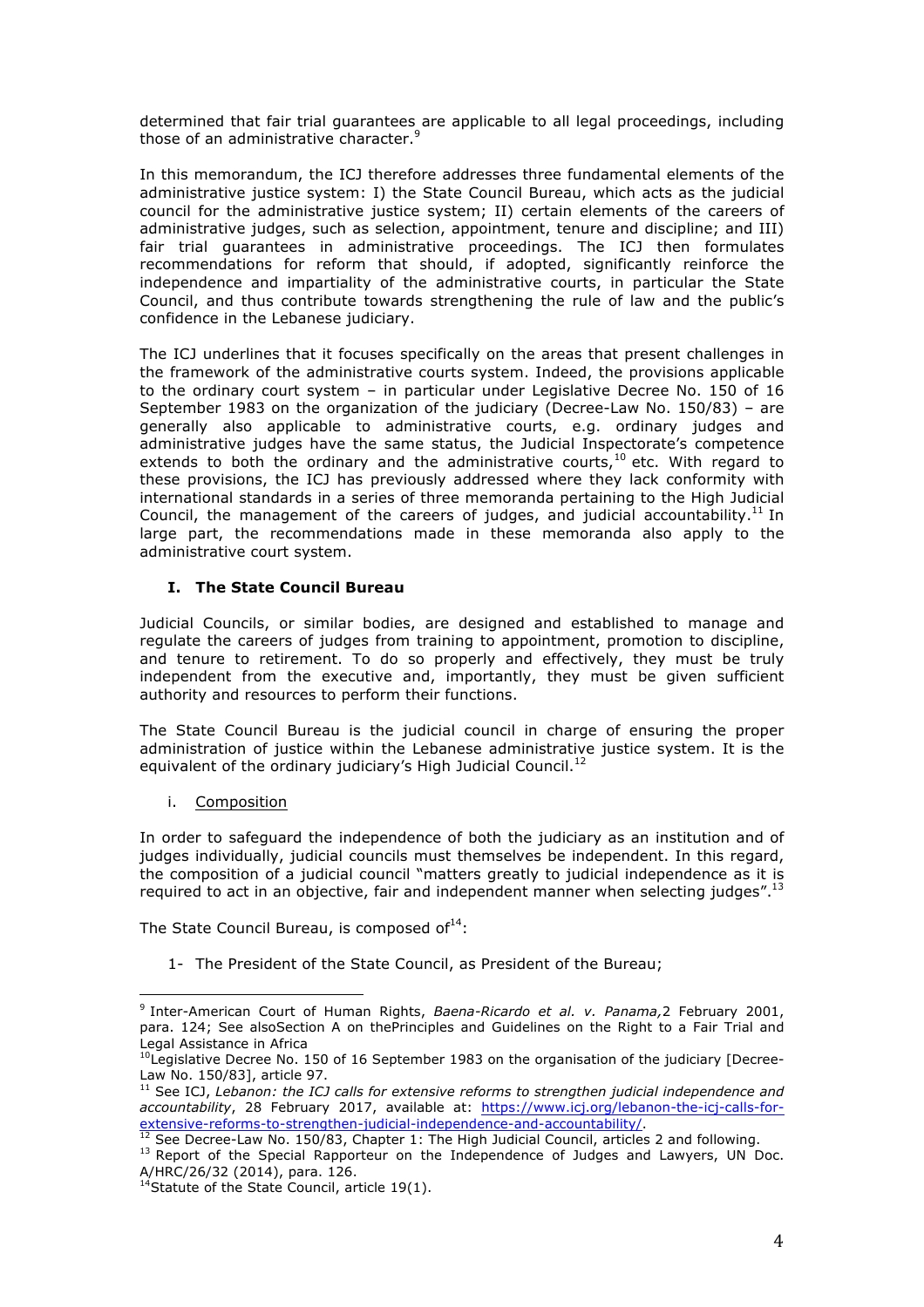determined that fair trial guarantees are applicable to all legal proceedings, including those of an administrative character.[9]

In this memorandum, the ICJ therefore addresses three fundamental elements of the administrative justice system: I) the State Council Bureau, which acts as the judicial council for the administrative justice system; II) certain elements of the careers of administrative judges, such as selection, appointment, tenure and discipline; and III) fair trial guarantees in administrative proceedings. The ICJ then formulates recommendations for reform that should, if adopted, significantly reinforce the independence and impartiality of the administrative courts, in particular the State Council, and thus contribute towards strengthening the rule of law and the public's confidence in the Lebanese judiciary.

The ICJ underlines that it focuses specifically on the areas that present challenges in the framework of the administrative courts system. Indeed, the provisions applicable to the ordinary court system – in particular under Legislative Decree No. 150 of 16 September 1983 on the organization of the judiciary (Decree-Law No. 150/83) – are generally also applicable to administrative courts, e.g. ordinary judges and administrative judges have the same status, the Judicial Inspectorate's competence extends to both the ordinary and the administrative courts,[10] etc. With regard to these provisions, the ICJ has previously addressed where they lack conformity with international standards in a series of three memoranda pertaining to the High Judicial Council, the management of the careers of judges, and judicial accountability.[11] In large part, the recommendations made in these memoranda also apply to the administrative court system.

## I. The State Council Bureau

Judicial Councils, or similar bodies, are designed and established to manage and regulate the careers of judges from training to appointment, promotion to discipline, and tenure to retirement. To do so properly and effectively, they must be truly independent from the executive and, importantly, they must be given sufficient authority and resources to perform their functions.

The State Council Bureau is the judicial council in charge of ensuring the proper administration of justice within the Lebanese administrative justice system. It is the equivalent of the ordinary judiciary's High Judicial Council.[12]

### i. Composition

In order to safeguard the independence of both the judiciary as an institution and of judges individually, judicial councils must themselves be independent. In this regard, the composition of a judicial council "matters greatly to judicial independence as it is required to act in an objective, fair and independent manner when selecting judges".[13]

The State Council Bureau, is composed of[14]:

1- The President of the State Council, as President of the Bureau;

---

[9] Inter-American Court of Human Rights, *Baena-Ricardo et al. v. Panama,*2 February 2001, para. 124; See alsoSection A on thePrinciples and Guidelines on the Right to a Fair Trial and Legal Assistance in Africa

[10] Legislative Decree No. 150 of 16 September 1983 on the organisation of the judiciary [Decree-Law No. 150/83], article 97.

[11] See ICJ, *Lebanon: the ICJ calls for extensive reforms to strengthen judicial independence and accountability*, 28 February 2017, available at: https://www.icj.org/lebanon-the-icj-calls-for-extensive-reforms-to-strengthen-judicial-independence-and-accountability/.

[12] See Decree-Law No. 150/83, Chapter 1: The High Judicial Council, articles 2 and following.

[13] Report of the Special Rapporteur on the Independence of Judges and Lawyers, UN Doc. A/HRC/26/32 (2014), para. 126.

[14] Statute of the State Council, article 19(1).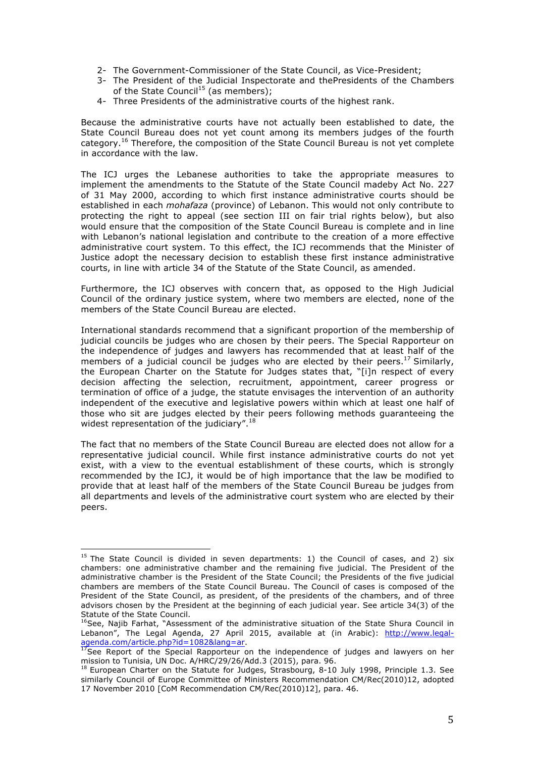2- The Government-Commissioner of the State Council, as Vice-President;
3- The President of the Judicial Inspectorate and thePresidents of the Chambers of the State Council[15] (as members);
4- Three Presidents of the administrative courts of the highest rank.

Because the administrative courts have not actually been established to date, the State Council Bureau does not yet count among its members judges of the fourth category.[16] Therefore, the composition of the State Council Bureau is not yet complete in accordance with the law.

The ICJ urges the Lebanese authorities to take the appropriate measures to implement the amendments to the Statute of the State Council madeby Act No. 227 of 31 May 2000, according to which first instance administrative courts should be established in each *mohafaza* (province) of Lebanon. This would not only contribute to protecting the right to appeal (see section III on fair trial rights below), but also would ensure that the composition of the State Council Bureau is complete and in line with Lebanon's national legislation and contribute to the creation of a more effective administrative court system. To this effect, the ICJ recommends that the Minister of Justice adopt the necessary decision to establish these first instance administrative courts, in line with article 34 of the Statute of the State Council, as amended.

Furthermore, the ICJ observes with concern that, as opposed to the High Judicial Council of the ordinary justice system, where two members are elected, none of the members of the State Council Bureau are elected.

International standards recommend that a significant proportion of the membership of judicial councils be judges who are chosen by their peers. The Special Rapporteur on the independence of judges and lawyers has recommended that at least half of the members of a judicial council be judges who are elected by their peers.[17] Similarly, the European Charter on the Statute for Judges states that, "[i]n respect of every decision affecting the selection, recruitment, appointment, career progress or termination of office of a judge, the statute envisages the intervention of an authority independent of the executive and legislative powers within which at least one half of those who sit are judges elected by their peers following methods guaranteeing the widest representation of the judiciary".[18]

The fact that no members of the State Council Bureau are elected does not allow for a representative judicial council. While first instance administrative courts do not yet exist, with a view to the eventual establishment of these courts, which is strongly recommended by the ICJ, it would be of high importance that the law be modified to provide that at least half of the members of the State Council Bureau be judges from all departments and levels of the administrative court system who are elected by their peers.

---

[15] The State Council is divided in seven departments: 1) the Council of cases, and 2) six chambers: one administrative chamber and the remaining five judicial. The President of the administrative chamber is the President of the State Council; the Presidents of the five judicial chambers are members of the State Council Bureau. The Council of cases is composed of the President of the State Council, as president, of the presidents of the chambers, and of three advisors chosen by the President at the beginning of each judicial year. See article 34(3) of the Statute of the State Council.

[16] See, Najib Farhat, "Assessment of the administrative situation of the State Shura Council in Lebanon", The Legal Agenda, 27 April 2015, available at (in Arabic): http://www.legal-agenda.com/article.php?id=1082&lang=ar.

[17] See Report of the Special Rapporteur on the independence of judges and lawyers on her mission to Tunisia, UN Doc. A/HRC/29/26/Add.3 (2015), para. 96.

[18] European Charter on the Statute for Judges, Strasbourg, 8-10 July 1998, Principle 1.3. See similarly Council of Europe Committee of Ministers Recommendation CM/Rec(2010)12, adopted 17 November 2010 [CoM Recommendation CM/Rec(2010)12], para. 46.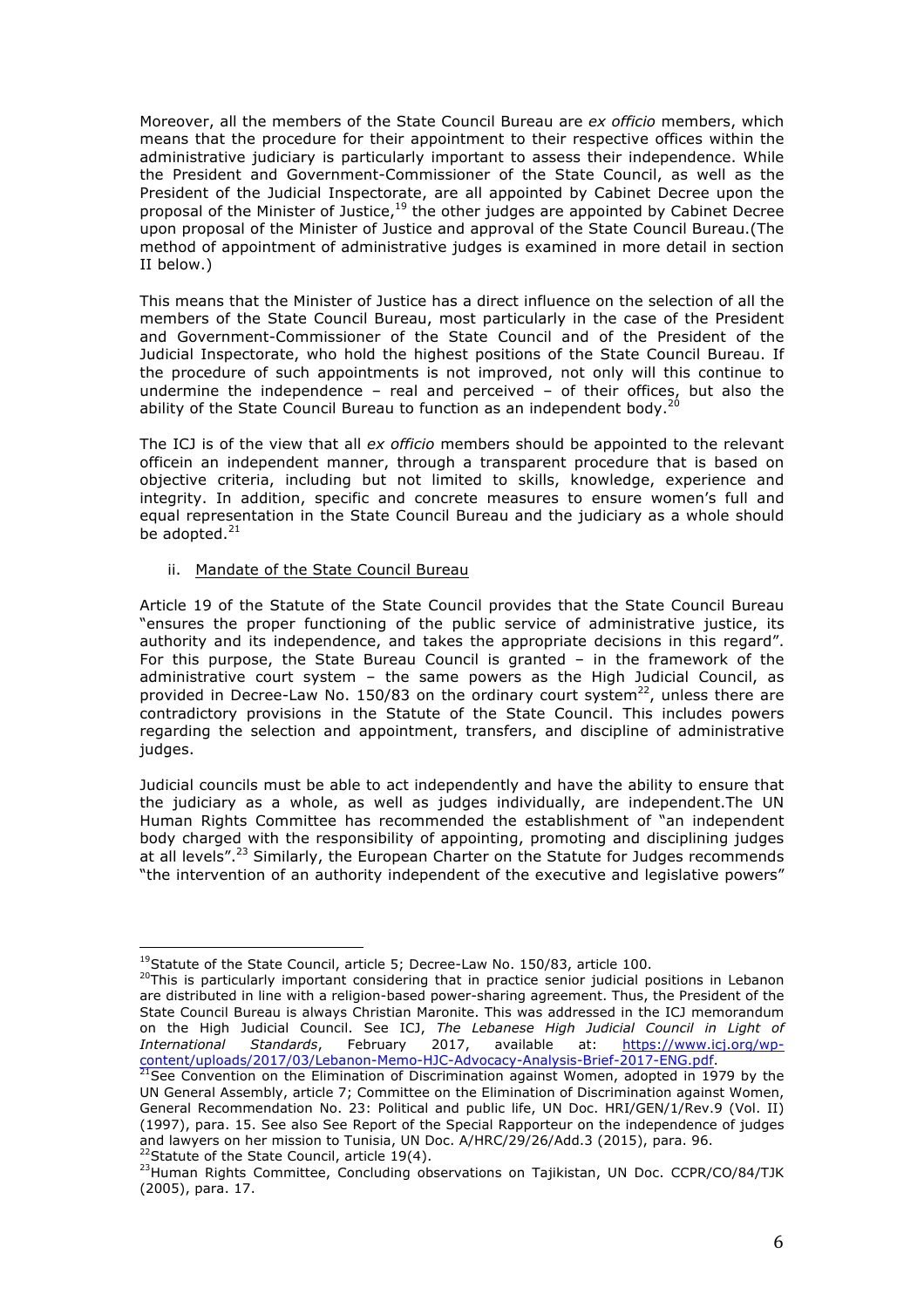Moreover, all the members of the State Council Bureau are *ex officio* members, which means that the procedure for their appointment to their respective offices within the administrative judiciary is particularly important to assess their independence. While the President and Government-Commissioner of the State Council, as well as the President of the Judicial Inspectorate, are all appointed by Cabinet Decree upon the proposal of the Minister of Justice,[19] the other judges are appointed by Cabinet Decree upon proposal of the Minister of Justice and approval of the State Council Bureau.(The method of appointment of administrative judges is examined in more detail in section II below.)

This means that the Minister of Justice has a direct influence on the selection of all the members of the State Council Bureau, most particularly in the case of the President and Government-Commissioner of the State Council and of the President of the Judicial Inspectorate, who hold the highest positions of the State Council Bureau. If the procedure of such appointments is not improved, not only will this continue to undermine the independence – real and perceived – of their offices, but also the ability of the State Council Bureau to function as an independent body.[20]

The ICJ is of the view that all *ex officio* members should be appointed to the relevant officein an independent manner, through a transparent procedure that is based on objective criteria, including but not limited to skills, knowledge, experience and integrity. In addition, specific and concrete measures to ensure women's full and equal representation in the State Council Bureau and the judiciary as a whole should be adopted.[21]

ii. Mandate of the State Council Bureau

Article 19 of the Statute of the State Council provides that the State Council Bureau "ensures the proper functioning of the public service of administrative justice, its authority and its independence, and takes the appropriate decisions in this regard". For this purpose, the State Bureau Council is granted – in the framework of the administrative court system – the same powers as the High Judicial Council, as provided in Decree-Law No. 150/83 on the ordinary court system[22], unless there are contradictory provisions in the Statute of the State Council. This includes powers regarding the selection and appointment, transfers, and discipline of administrative judges.

Judicial councils must be able to act independently and have the ability to ensure that the judiciary as a whole, as well as judges individually, are independent.The UN Human Rights Committee has recommended the establishment of "an independent body charged with the responsibility of appointing, promoting and disciplining judges at all levels".[23] Similarly, the European Charter on the Statute for Judges recommends "the intervention of an authority independent of the executive and legislative powers"

---

[19] Statute of the State Council, article 5; Decree-Law No. 150/83, article 100.

[20] This is particularly important considering that in practice senior judicial positions in Lebanon are distributed in line with a religion-based power-sharing agreement. Thus, the President of the State Council Bureau is always Christian Maronite. This was addressed in the ICJ memorandum on the High Judicial Council. See ICJ, *The Lebanese High Judicial Council in Light of International Standards*, February 2017, available at: https://www.icj.org/wp-content/uploads/2017/03/Lebanon-Memo-HJC-Advocacy-Analysis-Brief-2017-ENG.pdf.

[21] See Convention on the Elimination of Discrimination against Women, adopted in 1979 by the UN General Assembly, article 7; Committee on the Elimination of Discrimination against Women, General Recommendation No. 23: Political and public life, UN Doc. HRI/GEN/1/Rev.9 (Vol. II) (1997), para. 15. See also See Report of the Special Rapporteur on the independence of judges and lawyers on her mission to Tunisia, UN Doc. A/HRC/29/26/Add.3 (2015), para. 96.

[22] Statute of the State Council, article 19(4).

[23] Human Rights Committee, Concluding observations on Tajikistan, UN Doc. CCPR/CO/84/TJK (2005), para. 17.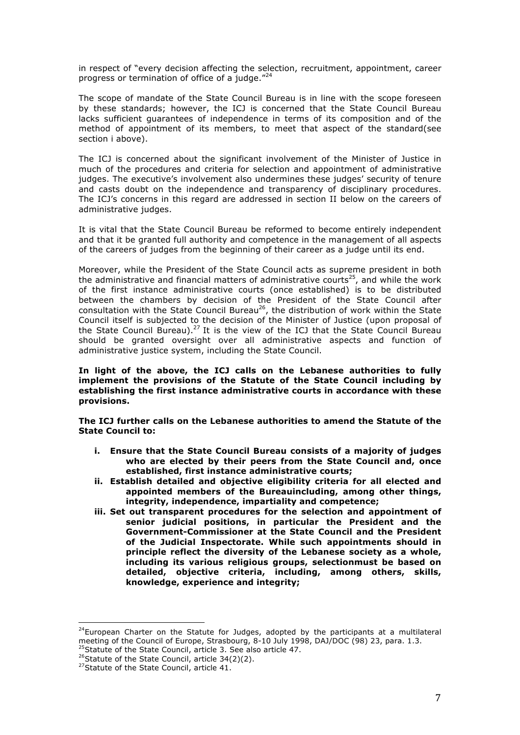in respect of "every decision affecting the selection, recruitment, appointment, career progress or termination of office of a judge."[24]

The scope of mandate of the State Council Bureau is in line with the scope foreseen by these standards; however, the ICJ is concerned that the State Council Bureau lacks sufficient guarantees of independence in terms of its composition and of the method of appointment of its members, to meet that aspect of the standard(see section i above).

The ICJ is concerned about the significant involvement of the Minister of Justice in much of the procedures and criteria for selection and appointment of administrative judges. The executive's involvement also undermines these judges' security of tenure and casts doubt on the independence and transparency of disciplinary procedures. The ICJ's concerns in this regard are addressed in section II below on the careers of administrative judges.

It is vital that the State Council Bureau be reformed to become entirely independent and that it be granted full authority and competence in the management of all aspects of the careers of judges from the beginning of their career as a judge until its end.

Moreover, while the President of the State Council acts as supreme president in both the administrative and financial matters of administrative courts[25], and while the work of the first instance administrative courts (once established) is to be distributed between the chambers by decision of the President of the State Council after consultation with the State Council Bureau[26], the distribution of work within the State Council itself is subjected to the decision of the Minister of Justice (upon proposal of the State Council Bureau).[27] It is the view of the ICJ that the State Council Bureau should be granted oversight over all administrative aspects and function of administrative justice system, including the State Council.

**In light of the above, the ICJ calls on the Lebanese authorities to fully implement the provisions of the Statute of the State Council including by establishing the first instance administrative courts in accordance with these provisions.**

**The ICJ further calls on the Lebanese authorities to amend the Statute of the State Council to:**

- **i. Ensure that the State Council Bureau consists of a majority of judges who are elected by their peers from the State Council and, once established, first instance administrative courts;**
- **ii. Establish detailed and objective eligibility criteria for all elected and appointed members of the Bureauincluding, among other things, integrity, independence, impartiality and competence;**
- **iii. Set out transparent procedures for the selection and appointment of senior judicial positions, in particular the President and the Government-Commissioner at the State Council and the President of the Judicial Inspectorate. While such appointments should in principle reflect the diversity of the Lebanese society as a whole, including its various religious groups, selectionmust be based on detailed, objective criteria, including, among others, skills, knowledge, experience and integrity;**

---

[24] European Charter on the Statute for Judges, adopted by the participants at a multilateral meeting of the Council of Europe, Strasbourg, 8-10 July 1998, DAJ/DOC (98) 23, para. 1.3.
[25] Statute of the State Council, article 3. See also article 47.
[26] Statute of the State Council, article 34(2)(2).
[27] Statute of the State Council, article 41.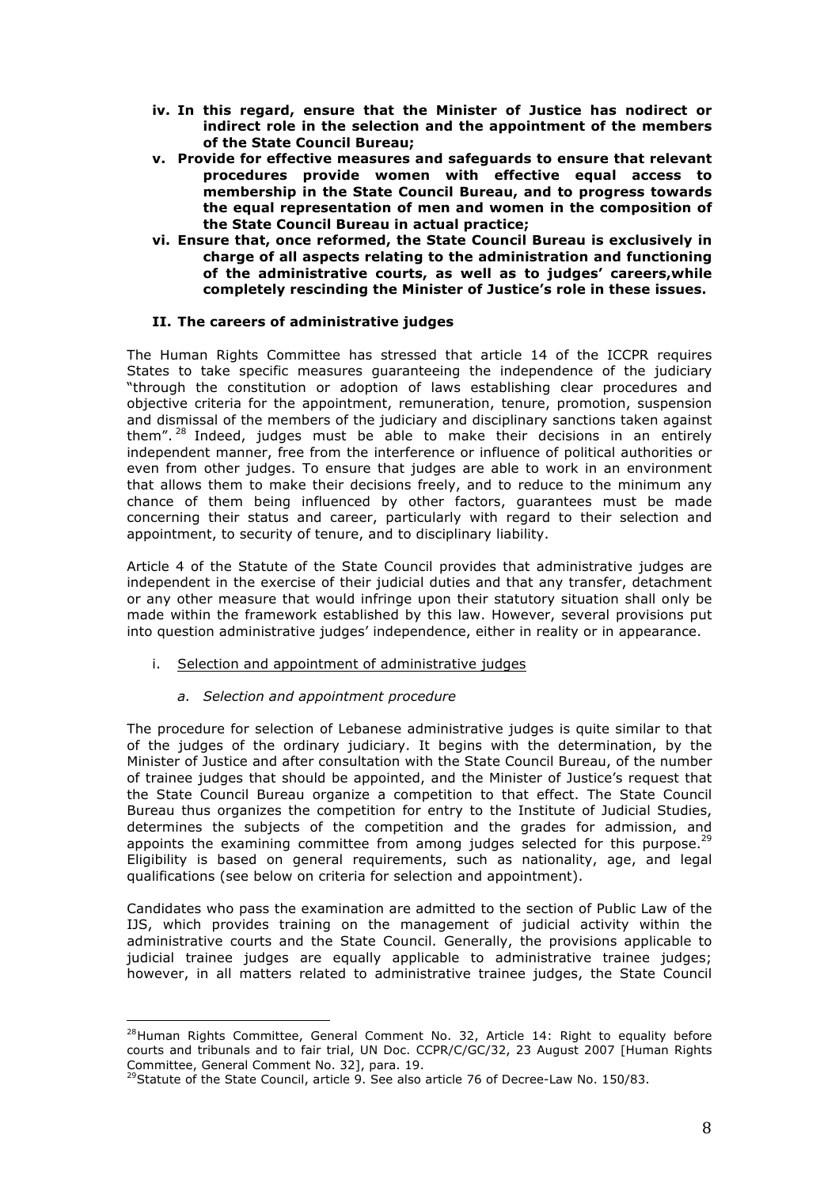**iv. In this regard, ensure that the Minister of Justice has nodirect or indirect role in the selection and the appointment of the members of the State Council Bureau;**

**v. Provide for effective measures and safeguards to ensure that relevant procedures provide women with effective equal access to membership in the State Council Bureau, and to progress towards the equal representation of men and women in the composition of the State Council Bureau in actual practice;**

**vi. Ensure that, once reformed, the State Council Bureau is exclusively in charge of all aspects relating to the administration and functioning of the administrative courts, as well as to judges' careers,while completely rescinding the Minister of Justice's role in these issues.**

### II. The careers of administrative judges

The Human Rights Committee has stressed that article 14 of the ICCPR requires States to take specific measures guaranteeing the independence of the judiciary "through the constitution or adoption of laws establishing clear procedures and objective criteria for the appointment, remuneration, tenure, promotion, suspension and dismissal of the members of the judiciary and disciplinary sanctions taken against them".[28] Indeed, judges must be able to make their decisions in an entirely independent manner, free from the interference or influence of political authorities or even from other judges. To ensure that judges are able to work in an environment that allows them to make their decisions freely, and to reduce to the minimum any chance of them being influenced by other factors, guarantees must be made concerning their status and career, particularly with regard to their selection and appointment, to security of tenure, and to disciplinary liability.

Article 4 of the Statute of the State Council provides that administrative judges are independent in the exercise of their judicial duties and that any transfer, detachment or any other measure that would infringe upon their statutory situation shall only be made within the framework established by this law. However, several provisions put into question administrative judges' independence, either in reality or in appearance.

i. Selection and appointment of administrative judges

*a. Selection and appointment procedure*

The procedure for selection of Lebanese administrative judges is quite similar to that of the judges of the ordinary judiciary. It begins with the determination, by the Minister of Justice and after consultation with the State Council Bureau, of the number of trainee judges that should be appointed, and the Minister of Justice's request that the State Council Bureau organize a competition to that effect. The State Council Bureau thus organizes the competition for entry to the Institute of Judicial Studies, determines the subjects of the competition and the grades for admission, and appoints the examining committee from among judges selected for this purpose.[29] Eligibility is based on general requirements, such as nationality, age, and legal qualifications (see below on criteria for selection and appointment).

Candidates who pass the examination are admitted to the section of Public Law of the IJS, which provides training on the management of judicial activity within the administrative courts and the State Council. Generally, the provisions applicable to judicial trainee judges are equally applicable to administrative trainee judges; however, in all matters related to administrative trainee judges, the State Council

---

[28] Human Rights Committee, General Comment No. 32, Article 14: Right to equality before courts and tribunals and to fair trial, UN Doc. CCPR/C/GC/32, 23 August 2007 [Human Rights Committee, General Comment No. 32], para. 19.

[29] Statute of the State Council, article 9. See also article 76 of Decree-Law No. 150/83.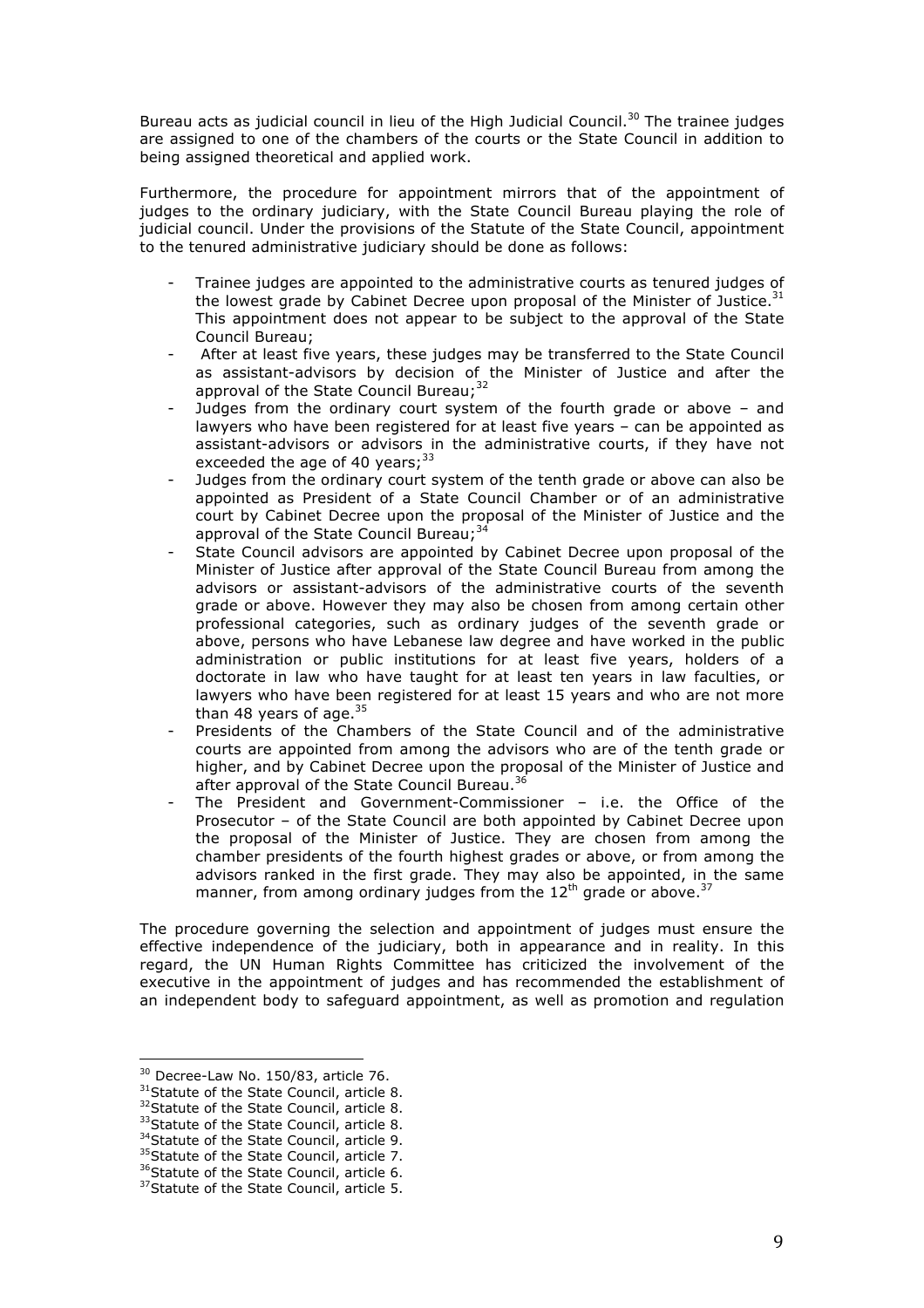Bureau acts as judicial council in lieu of the High Judicial Council.[30] The trainee judges are assigned to one of the chambers of the courts or the State Council in addition to being assigned theoretical and applied work.

Furthermore, the procedure for appointment mirrors that of the appointment of judges to the ordinary judiciary, with the State Council Bureau playing the role of judicial council. Under the provisions of the Statute of the State Council, appointment to the tenured administrative judiciary should be done as follows:

- Trainee judges are appointed to the administrative courts as tenured judges of the lowest grade by Cabinet Decree upon proposal of the Minister of Justice.[31] This appointment does not appear to be subject to the approval of the State Council Bureau;
- After at least five years, these judges may be transferred to the State Council as assistant-advisors by decision of the Minister of Justice and after the approval of the State Council Bureau;[32]
- Judges from the ordinary court system of the fourth grade or above – and lawyers who have been registered for at least five years – can be appointed as assistant-advisors or advisors in the administrative courts, if they have not exceeded the age of 40 years;[33]
- Judges from the ordinary court system of the tenth grade or above can also be appointed as President of a State Council Chamber or of an administrative court by Cabinet Decree upon the proposal of the Minister of Justice and the approval of the State Council Bureau;[34]
- State Council advisors are appointed by Cabinet Decree upon proposal of the Minister of Justice after approval of the State Council Bureau from among the advisors or assistant-advisors of the administrative courts of the seventh grade or above. However they may also be chosen from among certain other professional categories, such as ordinary judges of the seventh grade or above, persons who have Lebanese law degree and have worked in the public administration or public institutions for at least five years, holders of a doctorate in law who have taught for at least ten years in law faculties, or lawyers who have been registered for at least 15 years and who are not more than 48 years of age.[35]
- Presidents of the Chambers of the State Council and of the administrative courts are appointed from among the advisors who are of the tenth grade or higher, and by Cabinet Decree upon the proposal of the Minister of Justice and after approval of the State Council Bureau.[36]
- The President and Government-Commissioner – i.e. the Office of the Prosecutor – of the State Council are both appointed by Cabinet Decree upon the proposal of the Minister of Justice. They are chosen from among the chamber presidents of the fourth highest grades or above, or from among the advisors ranked in the first grade. They may also be appointed, in the same manner, from among ordinary judges from the 12th grade or above.[37]

The procedure governing the selection and appointment of judges must ensure the effective independence of the judiciary, both in appearance and in reality. In this regard, the UN Human Rights Committee has criticized the involvement of the executive in the appointment of judges and has recommended the establishment of an independent body to safeguard appointment, as well as promotion and regulation

---

[30] Decree-Law No. 150/83, article 76.
[31] Statute of the State Council, article 8.
[32] Statute of the State Council, article 8.
[33] Statute of the State Council, article 8.
[34] Statute of the State Council, article 9.
[35] Statute of the State Council, article 7.
[36] Statute of the State Council, article 6.
[37] Statute of the State Council, article 5.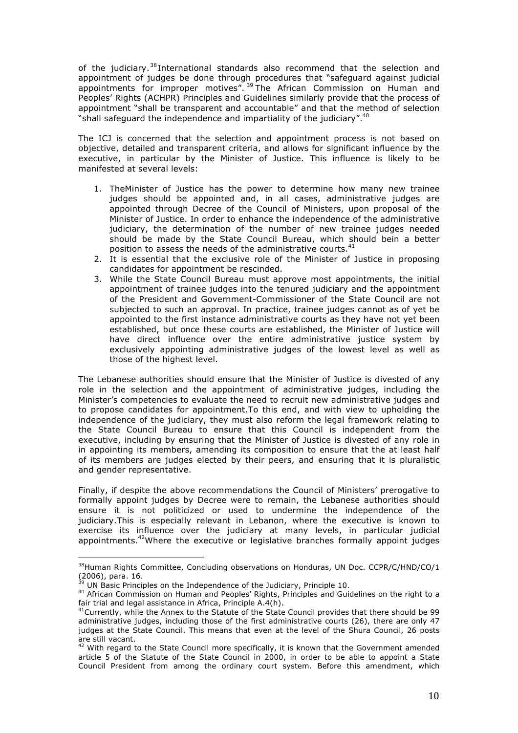of the judiciary.[38] International standards also recommend that the selection and appointment of judges be done through procedures that "safeguard against judicial appointments for improper motives".[39] The African Commission on Human and Peoples' Rights (ACHPR) Principles and Guidelines similarly provide that the process of appointment "shall be transparent and accountable" and that the method of selection "shall safeguard the independence and impartiality of the judiciary".[40]

The ICJ is concerned that the selection and appointment process is not based on objective, detailed and transparent criteria, and allows for significant influence by the executive, in particular by the Minister of Justice. This influence is likely to be manifested at several levels:

1. TheMinister of Justice has the power to determine how many new trainee judges should be appointed and, in all cases, administrative judges are appointed through Decree of the Council of Ministers, upon proposal of the Minister of Justice. In order to enhance the independence of the administrative judiciary, the determination of the number of new trainee judges needed should be made by the State Council Bureau, which should bein a better position to assess the needs of the administrative courts.[41]
2. It is essential that the exclusive role of the Minister of Justice in proposing candidates for appointment be rescinded.
3. While the State Council Bureau must approve most appointments, the initial appointment of trainee judges into the tenured judiciary and the appointment of the President and Government-Commissioner of the State Council are not subjected to such an approval. In practice, trainee judges cannot as of yet be appointed to the first instance administrative courts as they have not yet been established, but once these courts are established, the Minister of Justice will have direct influence over the entire administrative justice system by exclusively appointing administrative judges of the lowest level as well as those of the highest level.

The Lebanese authorities should ensure that the Minister of Justice is divested of any role in the selection and the appointment of administrative judges, including the Minister's competencies to evaluate the need to recruit new administrative judges and to propose candidates for appointment.To this end, and with view to upholding the independence of the judiciary, they must also reform the legal framework relating to the State Council Bureau to ensure that this Council is independent from the executive, including by ensuring that the Minister of Justice is divested of any role in in appointing its members, amending its composition to ensure that the at least half of its members are judges elected by their peers, and ensuring that it is pluralistic and gender representative.

Finally, if despite the above recommendations the Council of Ministers' prerogative to formally appoint judges by Decree were to remain, the Lebanese authorities should ensure it is not politicized or used to undermine the independence of the judiciary.This is especially relevant in Lebanon, where the executive is known to exercise its influence over the judiciary at many levels, in particular judicial appointments.[42] Where the executive or legislative branches formally appoint judges

---

[38] Human Rights Committee, Concluding observations on Honduras, UN Doc. CCPR/C/HND/CO/1 (2006), para. 16.

[39] UN Basic Principles on the Independence of the Judiciary, Principle 10.

[40] African Commission on Human and Peoples' Rights, Principles and Guidelines on the right to a fair trial and legal assistance in Africa, Principle A.4(h).

[41] Currently, while the Annex to the Statute of the State Council provides that there should be 99 administrative judges, including those of the first administrative courts (26), there are only 47 judges at the State Council. This means that even at the level of the Shura Council, 26 posts are still vacant.

[42] With regard to the State Council more specifically, it is known that the Government amended article 5 of the Statute of the State Council in 2000, in order to be able to appoint a State Council President from among the ordinary court system. Before this amendment, which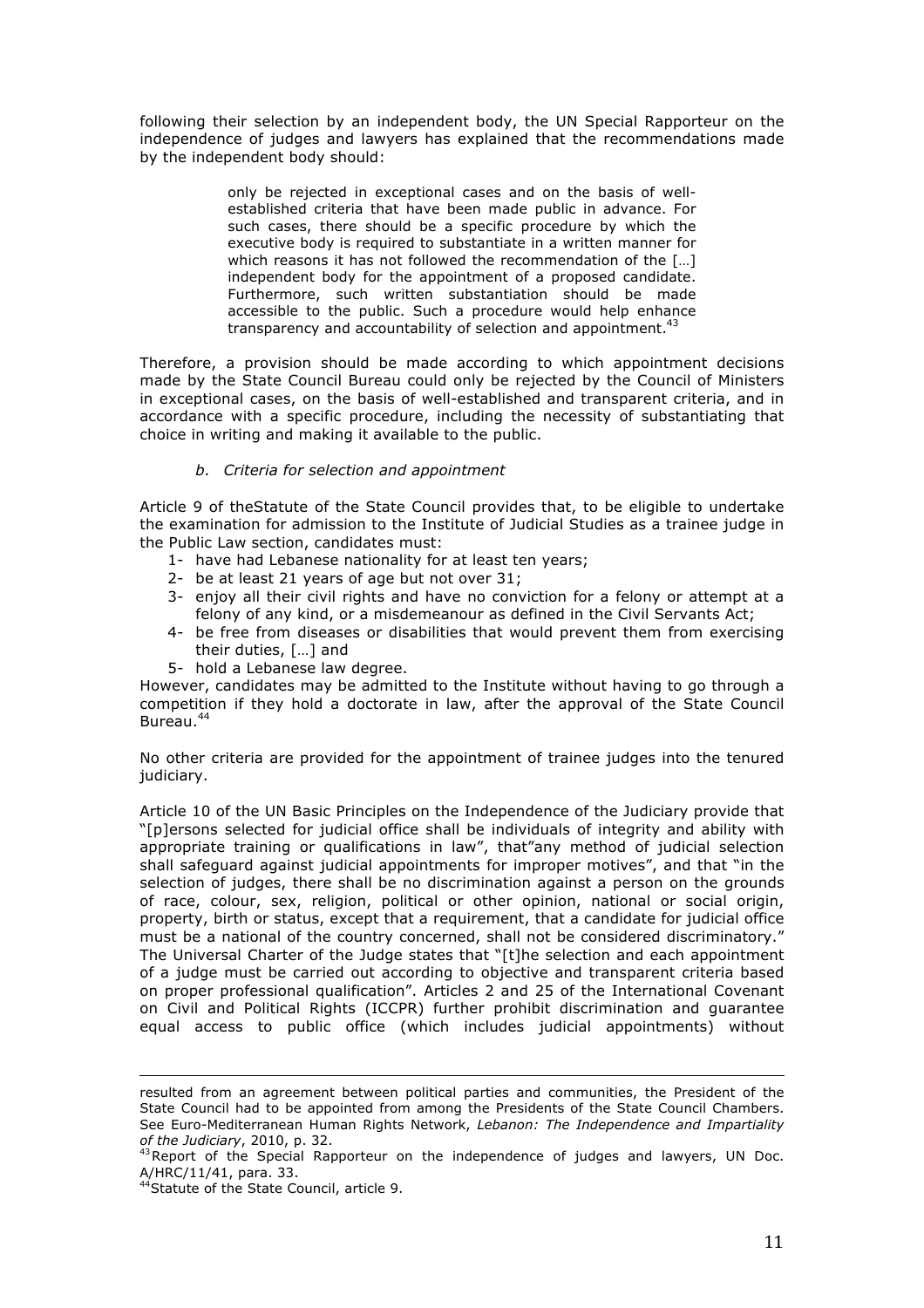following their selection by an independent body, the UN Special Rapporteur on the independence of judges and lawyers has explained that the recommendations made by the independent body should:

> only be rejected in exceptional cases and on the basis of well-established criteria that have been made public in advance. For such cases, there should be a specific procedure by which the executive body is required to substantiate in a written manner for which reasons it has not followed the recommendation of the […] independent body for the appointment of a proposed candidate. Furthermore, such written substantiation should be made accessible to the public. Such a procedure would help enhance transparency and accountability of selection and appointment.[43]

Therefore, a provision should be made according to which appointment decisions made by the State Council Bureau could only be rejected by the Council of Ministers in exceptional cases, on the basis of well-established and transparent criteria, and in accordance with a specific procedure, including the necessity of substantiating that choice in writing and making it available to the public.

#### *b. Criteria for selection and appointment*

Article 9 of theStatute of the State Council provides that, to be eligible to undertake the examination for admission to the Institute of Judicial Studies as a trainee judge in the Public Law section, candidates must:

1- have had Lebanese nationality for at least ten years;
2- be at least 21 years of age but not over 31;
3- enjoy all their civil rights and have no conviction for a felony or attempt at a felony of any kind, or a misdemeanour as defined in the Civil Servants Act;
4- be free from diseases or disabilities that would prevent them from exercising their duties, […] and
5- hold a Lebanese law degree.

However, candidates may be admitted to the Institute without having to go through a competition if they hold a doctorate in law, after the approval of the State Council Bureau.[44]

No other criteria are provided for the appointment of trainee judges into the tenured judiciary.

Article 10 of the UN Basic Principles on the Independence of the Judiciary provide that "[p]ersons selected for judicial office shall be individuals of integrity and ability with appropriate training or qualifications in law", that"any method of judicial selection shall safeguard against judicial appointments for improper motives", and that "in the selection of judges, there shall be no discrimination against a person on the grounds of race, colour, sex, religion, political or other opinion, national or social origin, property, birth or status, except that a requirement, that a candidate for judicial office must be a national of the country concerned, shall not be considered discriminatory." The Universal Charter of the Judge states that "[t]he selection and each appointment of a judge must be carried out according to objective and transparent criteria based on proper professional qualification". Articles 2 and 25 of the International Covenant on Civil and Political Rights (ICCPR) further prohibit discrimination and guarantee equal access to public office (which includes judicial appointments) without

---

resulted from an agreement between political parties and communities, the President of the State Council had to be appointed from among the Presidents of the State Council Chambers. See Euro-Mediterranean Human Rights Network, *Lebanon: The Independence and Impartiality of the Judiciary*, 2010, p. 32.

[43] Report of the Special Rapporteur on the independence of judges and lawyers, UN Doc. A/HRC/11/41, para. 33.

[44] Statute of the State Council, article 9.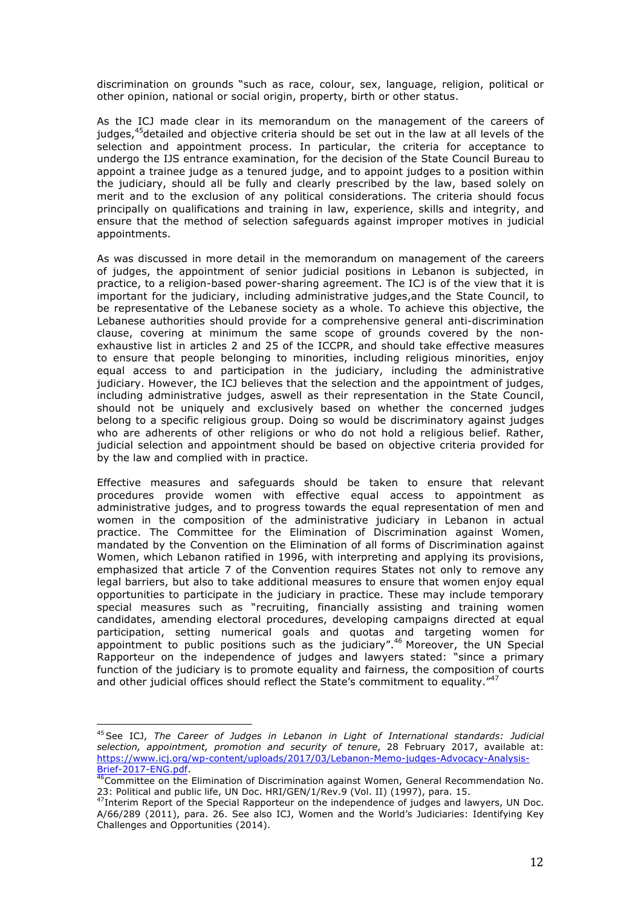discrimination on grounds "such as race, colour, sex, language, religion, political or other opinion, national or social origin, property, birth or other status.

As the ICJ made clear in its memorandum on the management of the careers of judges,[45]detailed and objective criteria should be set out in the law at all levels of the selection and appointment process. In particular, the criteria for acceptance to undergo the IJS entrance examination, for the decision of the State Council Bureau to appoint a trainee judge as a tenured judge, and to appoint judges to a position within the judiciary, should all be fully and clearly prescribed by the law, based solely on merit and to the exclusion of any political considerations. The criteria should focus principally on qualifications and training in law, experience, skills and integrity, and ensure that the method of selection safeguards against improper motives in judicial appointments.

As was discussed in more detail in the memorandum on management of the careers of judges, the appointment of senior judicial positions in Lebanon is subjected, in practice, to a religion-based power-sharing agreement. The ICJ is of the view that it is important for the judiciary, including administrative judges,and the State Council, to be representative of the Lebanese society as a whole. To achieve this objective, the Lebanese authorities should provide for a comprehensive general anti-discrimination clause, covering at minimum the same scope of grounds covered by the non-exhaustive list in articles 2 and 25 of the ICCPR, and should take effective measures to ensure that people belonging to minorities, including religious minorities, enjoy equal access to and participation in the judiciary, including the administrative judiciary. However, the ICJ believes that the selection and the appointment of judges, including administrative judges, aswell as their representation in the State Council, should not be uniquely and exclusively based on whether the concerned judges belong to a specific religious group. Doing so would be discriminatory against judges who are adherents of other religions or who do not hold a religious belief. Rather, judicial selection and appointment should be based on objective criteria provided for by the law and complied with in practice.

Effective measures and safeguards should be taken to ensure that relevant procedures provide women with effective equal access to appointment as administrative judges, and to progress towards the equal representation of men and women in the composition of the administrative judiciary in Lebanon in actual practice. The Committee for the Elimination of Discrimination against Women, mandated by the Convention on the Elimination of all forms of Discrimination against Women, which Lebanon ratified in 1996, with interpreting and applying its provisions, emphasized that article 7 of the Convention requires States not only to remove any legal barriers, but also to take additional measures to ensure that women enjoy equal opportunities to participate in the judiciary in practice. These may include temporary special measures such as "recruiting, financially assisting and training women candidates, amending electoral procedures, developing campaigns directed at equal participation, setting numerical goals and quotas and targeting women for appointment to public positions such as the judiciary".[46] Moreover, the UN Special Rapporteur on the independence of judges and lawyers stated: "since a primary function of the judiciary is to promote equality and fairness, the composition of courts and other judicial offices should reflect the State's commitment to equality."[47]

---

[45] See ICJ, *The Career of Judges in Lebanon in Light of International standards: Judicial selection, appointment, promotion and security of tenure*, 28 February 2017, available at: https://www.icj.org/wp-content/uploads/2017/03/Lebanon-Memo-judges-Advocacy-Analysis-Brief-2017-ENG.pdf.

[46] Committee on the Elimination of Discrimination against Women, General Recommendation No. 23: Political and public life, UN Doc. HRI/GEN/1/Rev.9 (Vol. II) (1997), para. 15.

[47] Interim Report of the Special Rapporteur on the independence of judges and lawyers, UN Doc. A/66/289 (2011), para. 26. See also ICJ, Women and the World's Judiciaries: Identifying Key Challenges and Opportunities (2014).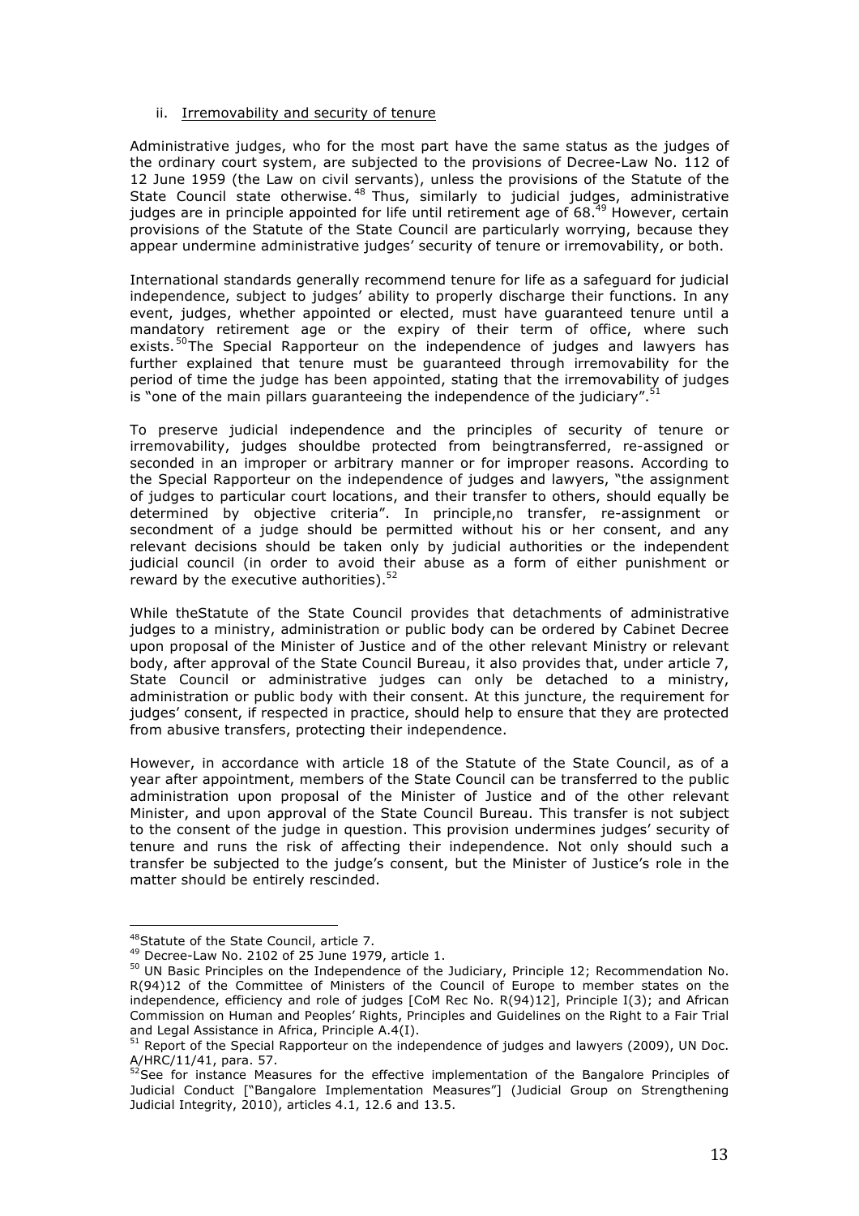ii. Irremovability and security of tenure

Administrative judges, who for the most part have the same status as the judges of the ordinary court system, are subjected to the provisions of Decree-Law No. 112 of 12 June 1959 (the Law on civil servants), unless the provisions of the Statute of the State Council state otherwise.[48] Thus, similarly to judicial judges, administrative judges are in principle appointed for life until retirement age of 68.[49] However, certain provisions of the Statute of the State Council are particularly worrying, because they appear undermine administrative judges' security of tenure or irremovability, or both.

International standards generally recommend tenure for life as a safeguard for judicial independence, subject to judges' ability to properly discharge their functions. In any event, judges, whether appointed or elected, must have guaranteed tenure until a mandatory retirement age or the expiry of their term of office, where such exists.[50]The Special Rapporteur on the independence of judges and lawyers has further explained that tenure must be guaranteed through irremovability for the period of time the judge has been appointed, stating that the irremovability of judges is "one of the main pillars guaranteeing the independence of the judiciary".[51]

To preserve judicial independence and the principles of security of tenure or irremovability, judges shouldbe protected from beingtransferred, re-assigned or seconded in an improper or arbitrary manner or for improper reasons. According to the Special Rapporteur on the independence of judges and lawyers, "the assignment of judges to particular court locations, and their transfer to others, should equally be determined by objective criteria". In principle,no transfer, re-assignment or secondment of a judge should be permitted without his or her consent, and any relevant decisions should be taken only by judicial authorities or the independent judicial council (in order to avoid their abuse as a form of either punishment or reward by the executive authorities).[52]

While theStatute of the State Council provides that detachments of administrative judges to a ministry, administration or public body can be ordered by Cabinet Decree upon proposal of the Minister of Justice and of the other relevant Ministry or relevant body, after approval of the State Council Bureau, it also provides that, under article 7, State Council or administrative judges can only be detached to a ministry, administration or public body with their consent. At this juncture, the requirement for judges' consent, if respected in practice, should help to ensure that they are protected from abusive transfers, protecting their independence.

However, in accordance with article 18 of the Statute of the State Council, as of a year after appointment, members of the State Council can be transferred to the public administration upon proposal of the Minister of Justice and of the other relevant Minister, and upon approval of the State Council Bureau. This transfer is not subject to the consent of the judge in question. This provision undermines judges' security of tenure and runs the risk of affecting their independence. Not only should such a transfer be subjected to the judge's consent, but the Minister of Justice's role in the matter should be entirely rescinded.

---

[48] Statute of the State Council, article 7.

[49] Decree-Law No. 2102 of 25 June 1979, article 1.

[50] UN Basic Principles on the Independence of the Judiciary, Principle 12; Recommendation No. R(94)12 of the Committee of Ministers of the Council of Europe to member states on the independence, efficiency and role of judges [CoM Rec No. R(94)12], Principle I(3); and African Commission on Human and Peoples' Rights, Principles and Guidelines on the Right to a Fair Trial and Legal Assistance in Africa, Principle A.4(I).

[51] Report of the Special Rapporteur on the independence of judges and lawyers (2009), UN Doc. A/HRC/11/41, para. 57.

[52] See for instance Measures for the effective implementation of the Bangalore Principles of Judicial Conduct ["Bangalore Implementation Measures"] (Judicial Group on Strengthening Judicial Integrity, 2010), articles 4.1, 12.6 and 13.5.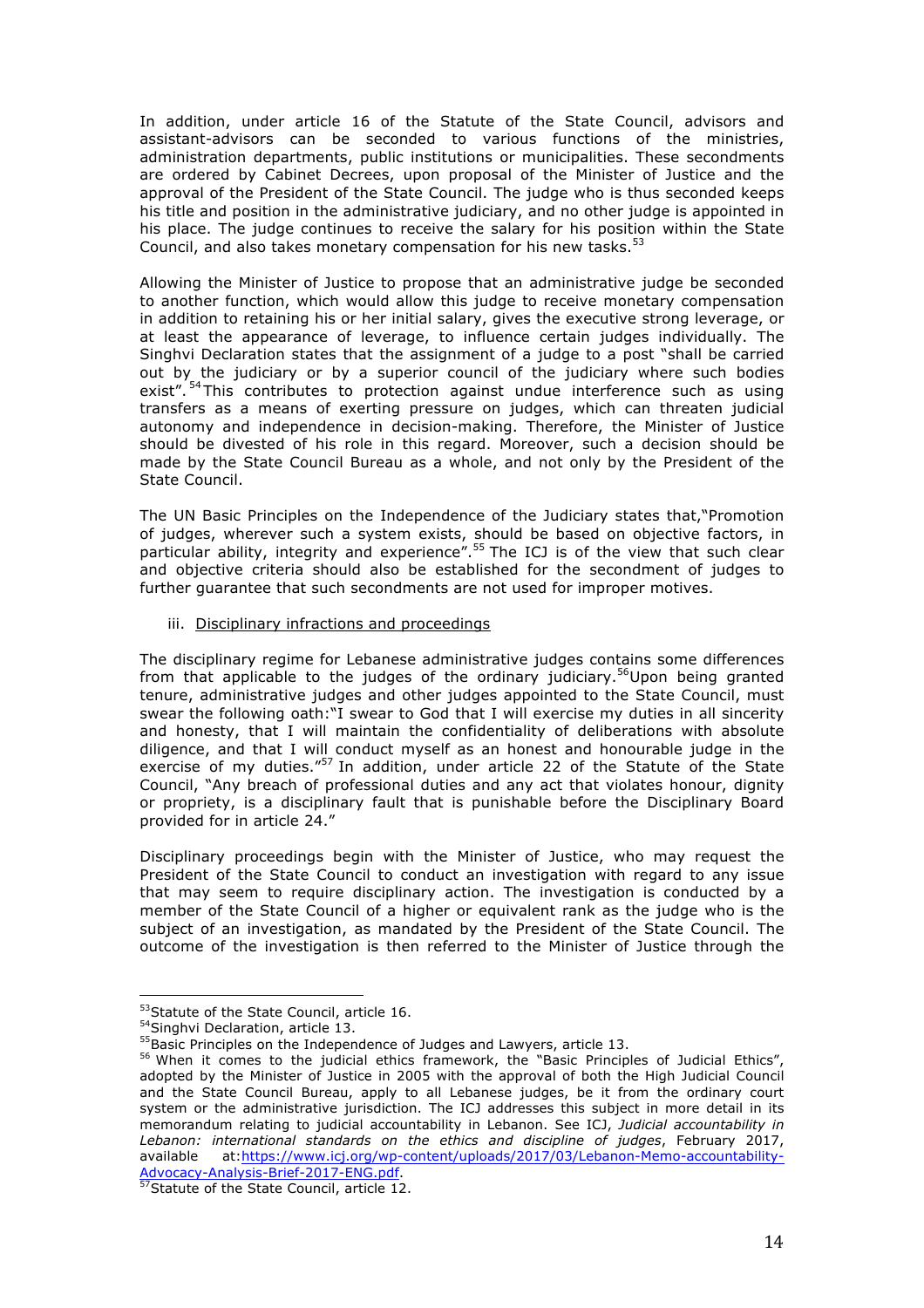In addition, under article 16 of the Statute of the State Council, advisors and assistant-advisors can be seconded to various functions of the ministries, administration departments, public institutions or municipalities. These secondments are ordered by Cabinet Decrees, upon proposal of the Minister of Justice and the approval of the President of the State Council. The judge who is thus seconded keeps his title and position in the administrative judiciary, and no other judge is appointed in his place. The judge continues to receive the salary for his position within the State Council, and also takes monetary compensation for his new tasks.[53]

Allowing the Minister of Justice to propose that an administrative judge be seconded to another function, which would allow this judge to receive monetary compensation in addition to retaining his or her initial salary, gives the executive strong leverage, or at least the appearance of leverage, to influence certain judges individually. The Singhvi Declaration states that the assignment of a judge to a post "shall be carried out by the judiciary or by a superior council of the judiciary where such bodies exist".[54] This contributes to protection against undue interference such as using transfers as a means of exerting pressure on judges, which can threaten judicial autonomy and independence in decision-making. Therefore, the Minister of Justice should be divested of his role in this regard. Moreover, such a decision should be made by the State Council Bureau as a whole, and not only by the President of the State Council.

The UN Basic Principles on the Independence of the Judiciary states that,"Promotion of judges, wherever such a system exists, should be based on objective factors, in particular ability, integrity and experience".[55] The ICJ is of the view that such clear and objective criteria should also be established for the secondment of judges to further guarantee that such secondments are not used for improper motives.

iii. Disciplinary infractions and proceedings

The disciplinary regime for Lebanese administrative judges contains some differences from that applicable to the judges of the ordinary judiciary.[56] Upon being granted tenure, administrative judges and other judges appointed to the State Council, must swear the following oath:"I swear to God that I will exercise my duties in all sincerity and honesty, that I will maintain the confidentiality of deliberations with absolute diligence, and that I will conduct myself as an honest and honourable judge in the exercise of my duties."[57] In addition, under article 22 of the Statute of the State Council, "Any breach of professional duties and any act that violates honour, dignity or propriety, is a disciplinary fault that is punishable before the Disciplinary Board provided for in article 24."

Disciplinary proceedings begin with the Minister of Justice, who may request the President of the State Council to conduct an investigation with regard to any issue that may seem to require disciplinary action. The investigation is conducted by a member of the State Council of a higher or equivalent rank as the judge who is the subject of an investigation, as mandated by the President of the State Council. The outcome of the investigation is then referred to the Minister of Justice through the

---

[53] Statute of the State Council, article 16.

[54] Singhvi Declaration, article 13.

[55] Basic Principles on the Independence of Judges and Lawyers, article 13.

[56] When it comes to the judicial ethics framework, the "Basic Principles of Judicial Ethics", adopted by the Minister of Justice in 2005 with the approval of both the High Judicial Council and the State Council Bureau, apply to all Lebanese judges, be it from the ordinary court system or the administrative jurisdiction. The ICJ addresses this subject in more detail in its memorandum relating to judicial accountability in Lebanon. See ICJ, *Judicial accountability in Lebanon: international standards on the ethics and discipline of judges*, February 2017, available at: https://www.icj.org/wp-content/uploads/2017/03/Lebanon-Memo-accountability-Advocacy-Analysis-Brief-2017-ENG.pdf.

[57] Statute of the State Council, article 12.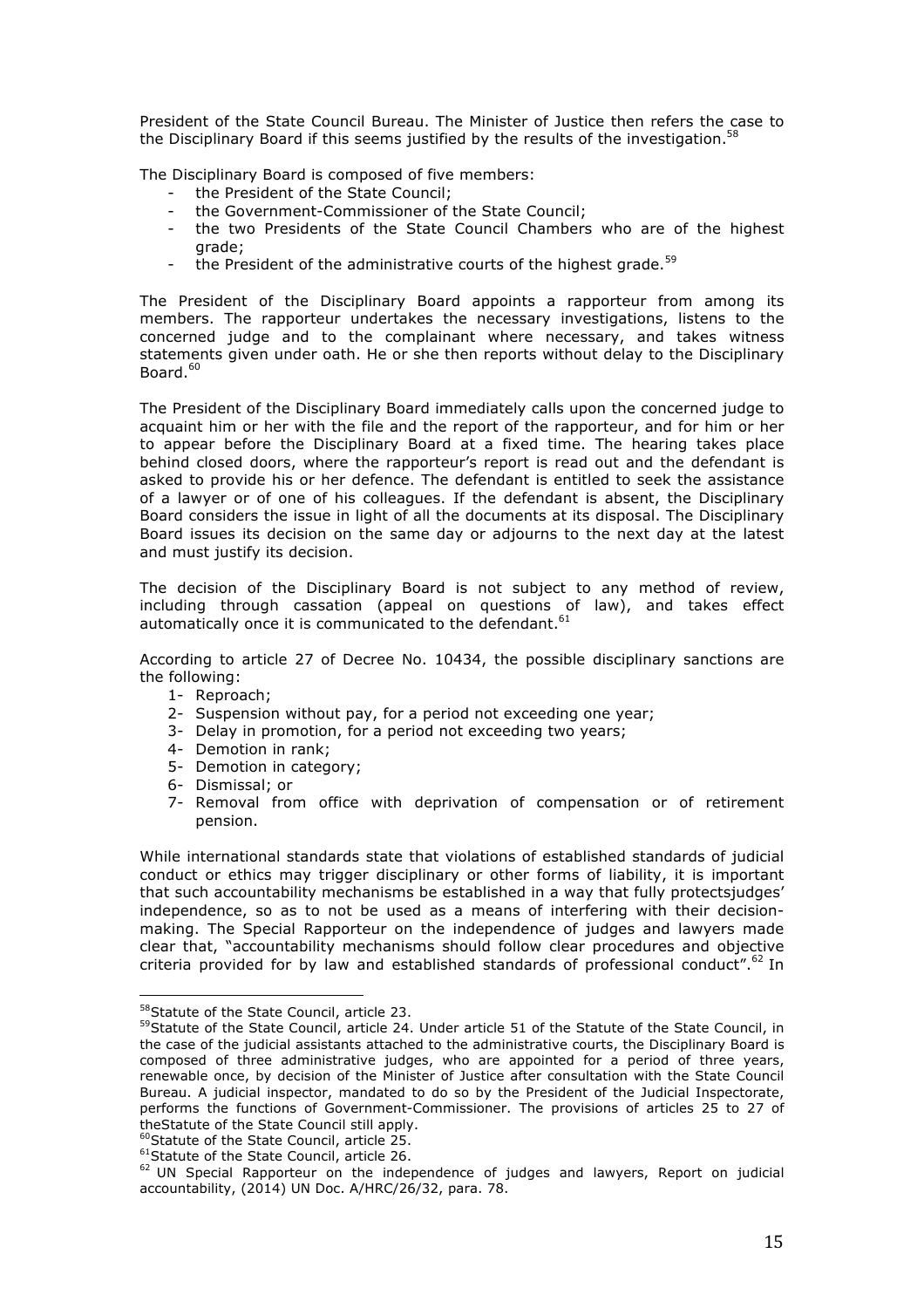President of the State Council Bureau. The Minister of Justice then refers the case to the Disciplinary Board if this seems justified by the results of the investigation.[58]

The Disciplinary Board is composed of five members:

- the President of the State Council;
- the Government-Commissioner of the State Council;
- the two Presidents of the State Council Chambers who are of the highest grade;
- the President of the administrative courts of the highest grade.[59]

The President of the Disciplinary Board appoints a rapporteur from among its members. The rapporteur undertakes the necessary investigations, listens to the concerned judge and to the complainant where necessary, and takes witness statements given under oath. He or she then reports without delay to the Disciplinary Board.[60]

The President of the Disciplinary Board immediately calls upon the concerned judge to acquaint him or her with the file and the report of the rapporteur, and for him or her to appear before the Disciplinary Board at a fixed time. The hearing takes place behind closed doors, where the rapporteur's report is read out and the defendant is asked to provide his or her defence. The defendant is entitled to seek the assistance of a lawyer or of one of his colleagues. If the defendant is absent, the Disciplinary Board considers the issue in light of all the documents at its disposal. The Disciplinary Board issues its decision on the same day or adjourns to the next day at the latest and must justify its decision.

The decision of the Disciplinary Board is not subject to any method of review, including through cassation (appeal on questions of law), and takes effect automatically once it is communicated to the defendant.[61]

According to article 27 of Decree No. 10434, the possible disciplinary sanctions are the following:

1- Reproach;
2- Suspension without pay, for a period not exceeding one year;
3- Delay in promotion, for a period not exceeding two years;
4- Demotion in rank;
5- Demotion in category;
6- Dismissal; or
7- Removal from office with deprivation of compensation or of retirement pension.

While international standards state that violations of established standards of judicial conduct or ethics may trigger disciplinary or other forms of liability, it is important that such accountability mechanisms be established in a way that fully protectsjudges' independence, so as to not be used as a means of interfering with their decision-making. The Special Rapporteur on the independence of judges and lawyers made clear that, "accountability mechanisms should follow clear procedures and objective criteria provided for by law and established standards of professional conduct".[62] In

---

[58] Statute of the State Council, article 23.

[59] Statute of the State Council, article 24. Under article 51 of the Statute of the State Council, in the case of the judicial assistants attached to the administrative courts, the Disciplinary Board is composed of three administrative judges, who are appointed for a period of three years, renewable once, by decision of the Minister of Justice after consultation with the State Council Bureau. A judicial inspector, mandated to do so by the President of the Judicial Inspectorate, performs the functions of Government-Commissioner. The provisions of articles 25 to 27 of theStatute of the State Council still apply.

[60] Statute of the State Council, article 25.

[61] Statute of the State Council, article 26.

[62] UN Special Rapporteur on the independence of judges and lawyers, Report on judicial accountability, (2014) UN Doc. A/HRC/26/32, para. 78.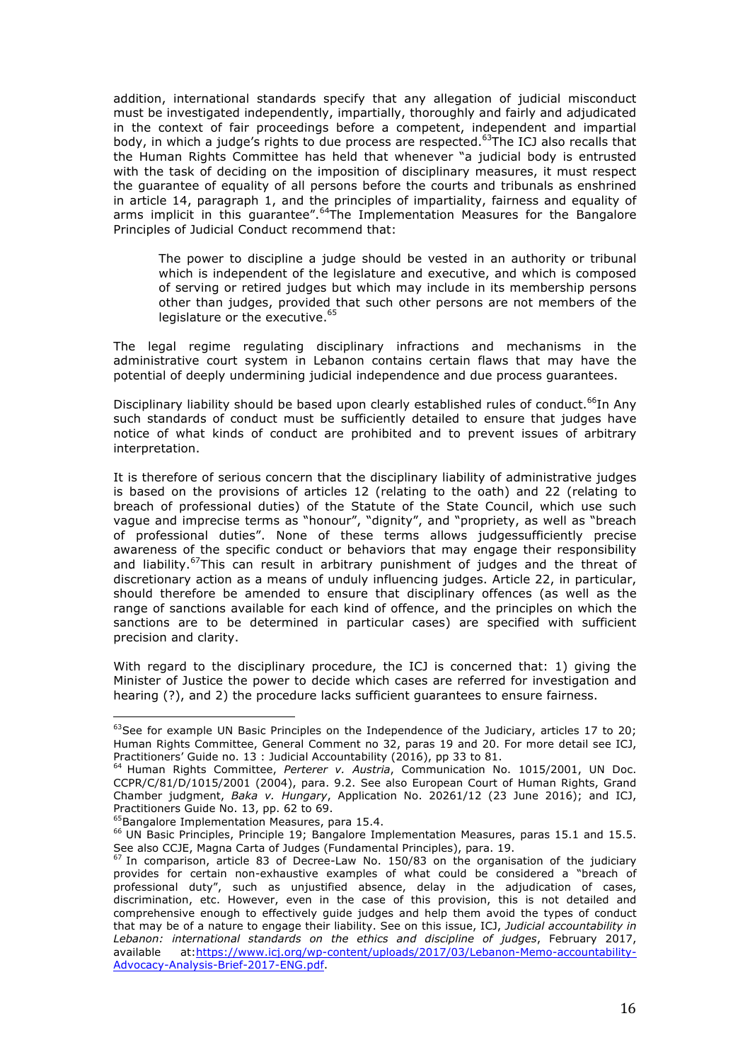addition, international standards specify that any allegation of judicial misconduct must be investigated independently, impartially, thoroughly and fairly and adjudicated in the context of fair proceedings before a competent, independent and impartial body, in which a judge's rights to due process are respected.[63]The ICJ also recalls that the Human Rights Committee has held that whenever "a judicial body is entrusted with the task of deciding on the imposition of disciplinary measures, it must respect the guarantee of equality of all persons before the courts and tribunals as enshrined in article 14, paragraph 1, and the principles of impartiality, fairness and equality of arms implicit in this guarantee".[64]The Implementation Measures for the Bangalore Principles of Judicial Conduct recommend that:

> The power to discipline a judge should be vested in an authority or tribunal which is independent of the legislature and executive, and which is composed of serving or retired judges but which may include in its membership persons other than judges, provided that such other persons are not members of the legislature or the executive.[65]

The legal regime regulating disciplinary infractions and mechanisms in the administrative court system in Lebanon contains certain flaws that may have the potential of deeply undermining judicial independence and due process guarantees.

Disciplinary liability should be based upon clearly established rules of conduct.[66]In Any such standards of conduct must be sufficiently detailed to ensure that judges have notice of what kinds of conduct are prohibited and to prevent issues of arbitrary interpretation.

It is therefore of serious concern that the disciplinary liability of administrative judges is based on the provisions of articles 12 (relating to the oath) and 22 (relating to breach of professional duties) of the Statute of the State Council, which use such vague and imprecise terms as "honour", "dignity", and "propriety, as well as "breach of professional duties". None of these terms allows judgessufficiently precise awareness of the specific conduct or behaviors that may engage their responsibility and liability.[67]This can result in arbitrary punishment of judges and the threat of discretionary action as a means of unduly influencing judges. Article 22, in particular, should therefore be amended to ensure that disciplinary offences (as well as the range of sanctions available for each kind of offence, and the principles on which the sanctions are to be determined in particular cases) are specified with sufficient precision and clarity.

With regard to the disciplinary procedure, the ICJ is concerned that: 1) giving the Minister of Justice the power to decide which cases are referred for investigation and hearing (?), and 2) the procedure lacks sufficient guarantees to ensure fairness.

---

[63]See for example UN Basic Principles on the Independence of the Judiciary, articles 17 to 20; Human Rights Committee, General Comment no 32, paras 19 and 20. For more detail see ICJ, Practitioners' Guide no. 13 : Judicial Accountability (2016), pp 33 to 81.

[64] Human Rights Committee, *Perterer v. Austria*, Communication No. 1015/2001, UN Doc. CCPR/C/81/D/1015/2001 (2004), para. 9.2. See also European Court of Human Rights, Grand Chamber judgment, *Baka v. Hungary*, Application No. 20261/12 (23 June 2016); and ICJ, Practitioners Guide No. 13, pp. 62 to 69.

[65]Bangalore Implementation Measures, para 15.4.

[66] UN Basic Principles, Principle 19; Bangalore Implementation Measures, paras 15.1 and 15.5. See also CCJE, Magna Carta of Judges (Fundamental Principles), para. 19.

[67] In comparison, article 83 of Decree-Law No. 150/83 on the organisation of the judiciary provides for certain non-exhaustive examples of what could be considered a "breach of professional duty", such as unjustified absence, delay in the adjudication of cases, discrimination, etc. However, even in the case of this provision, this is not detailed and comprehensive enough to effectively guide judges and help them avoid the types of conduct that may be of a nature to engage their liability. See on this issue, ICJ, *Judicial accountability in Lebanon: international standards on the ethics and discipline of judges*, February 2017, available at:https://www.icj.org/wp-content/uploads/2017/03/Lebanon-Memo-accountability-Advocacy-Analysis-Brief-2017-ENG.pdf.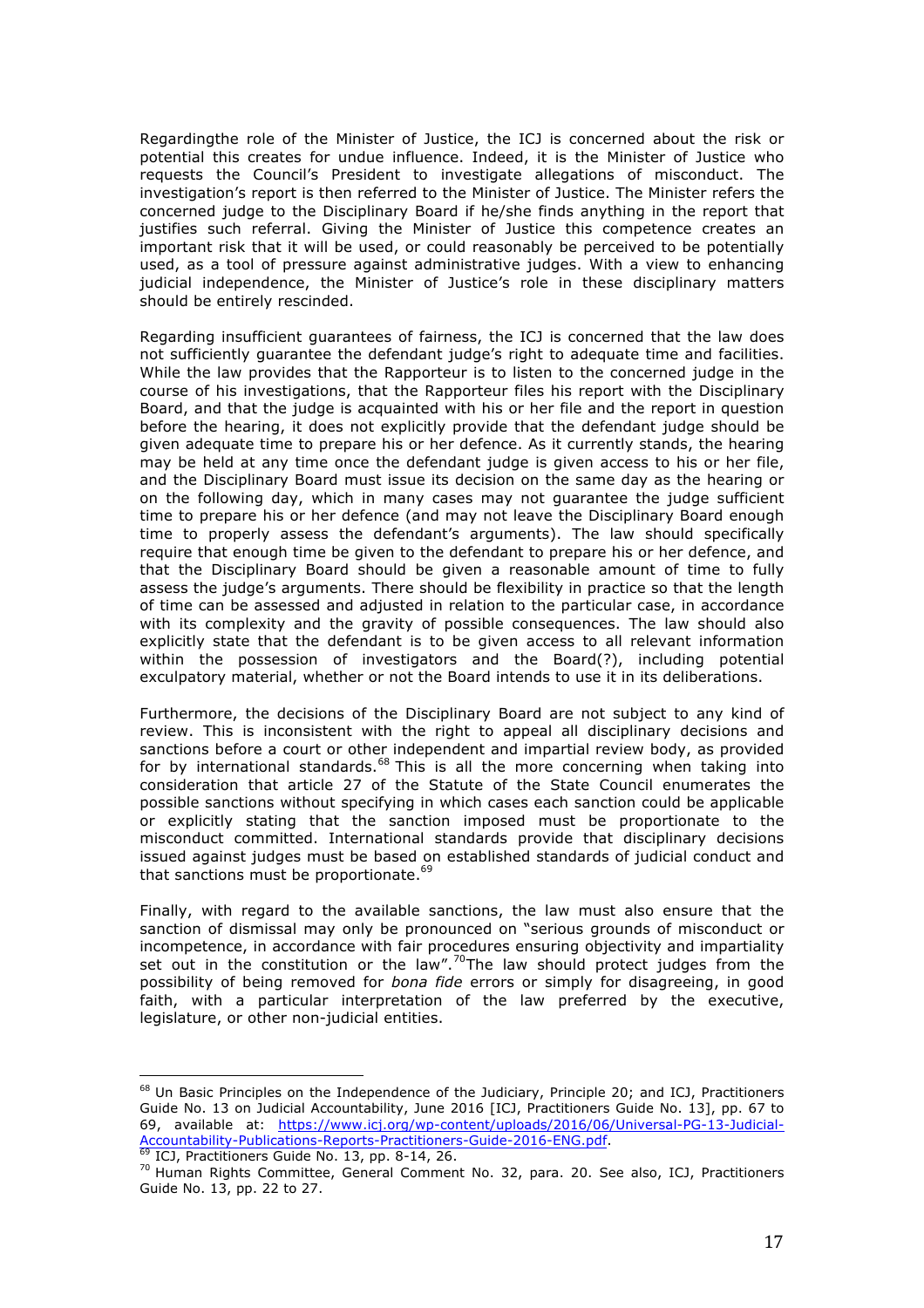Regardingthe role of the Minister of Justice, the ICJ is concerned about the risk or potential this creates for undue influence. Indeed, it is the Minister of Justice who requests the Council's President to investigate allegations of misconduct. The investigation's report is then referred to the Minister of Justice. The Minister refers the concerned judge to the Disciplinary Board if he/she finds anything in the report that justifies such referral. Giving the Minister of Justice this competence creates an important risk that it will be used, or could reasonably be perceived to be potentially used, as a tool of pressure against administrative judges. With a view to enhancing judicial independence, the Minister of Justice's role in these disciplinary matters should be entirely rescinded.

Regarding insufficient guarantees of fairness, the ICJ is concerned that the law does not sufficiently guarantee the defendant judge's right to adequate time and facilities. While the law provides that the Rapporteur is to listen to the concerned judge in the course of his investigations, that the Rapporteur files his report with the Disciplinary Board, and that the judge is acquainted with his or her file and the report in question before the hearing, it does not explicitly provide that the defendant judge should be given adequate time to prepare his or her defence. As it currently stands, the hearing may be held at any time once the defendant judge is given access to his or her file, and the Disciplinary Board must issue its decision on the same day as the hearing or on the following day, which in many cases may not guarantee the judge sufficient time to prepare his or her defence (and may not leave the Disciplinary Board enough time to properly assess the defendant's arguments). The law should specifically require that enough time be given to the defendant to prepare his or her defence, and that the Disciplinary Board should be given a reasonable amount of time to fully assess the judge's arguments. There should be flexibility in practice so that the length of time can be assessed and adjusted in relation to the particular case, in accordance with its complexity and the gravity of possible consequences. The law should also explicitly state that the defendant is to be given access to all relevant information within the possession of investigators and the Board(?), including potential exculpatory material, whether or not the Board intends to use it in its deliberations.

Furthermore, the decisions of the Disciplinary Board are not subject to any kind of review. This is inconsistent with the right to appeal all disciplinary decisions and sanctions before a court or other independent and impartial review body, as provided for by international standards.[68] This is all the more concerning when taking into consideration that article 27 of the Statute of the State Council enumerates the possible sanctions without specifying in which cases each sanction could be applicable or explicitly stating that the sanction imposed must be proportionate to the misconduct committed. International standards provide that disciplinary decisions issued against judges must be based on established standards of judicial conduct and that sanctions must be proportionate.[69]

Finally, with regard to the available sanctions, the law must also ensure that the sanction of dismissal may only be pronounced on "serious grounds of misconduct or incompetence, in accordance with fair procedures ensuring objectivity and impartiality set out in the constitution or the law".[70] The law should protect judges from the possibility of being removed for *bona fide* errors or simply for disagreeing, in good faith, with a particular interpretation of the law preferred by the executive, legislature, or other non-judicial entities.

---

[68] Un Basic Principles on the Independence of the Judiciary, Principle 20; and ICJ, Practitioners Guide No. 13 on Judicial Accountability, June 2016 [ICJ, Practitioners Guide No. 13], pp. 67 to 69, available at: https://www.icj.org/wp-content/uploads/2016/06/Universal-PG-13-Judicial-Accountability-Publications-Reports-Practitioners-Guide-2016-ENG.pdf.

[69] ICJ, Practitioners Guide No. 13, pp. 8-14, 26.

[70] Human Rights Committee, General Comment No. 32, para. 20. See also, ICJ, Practitioners Guide No. 13, pp. 22 to 27.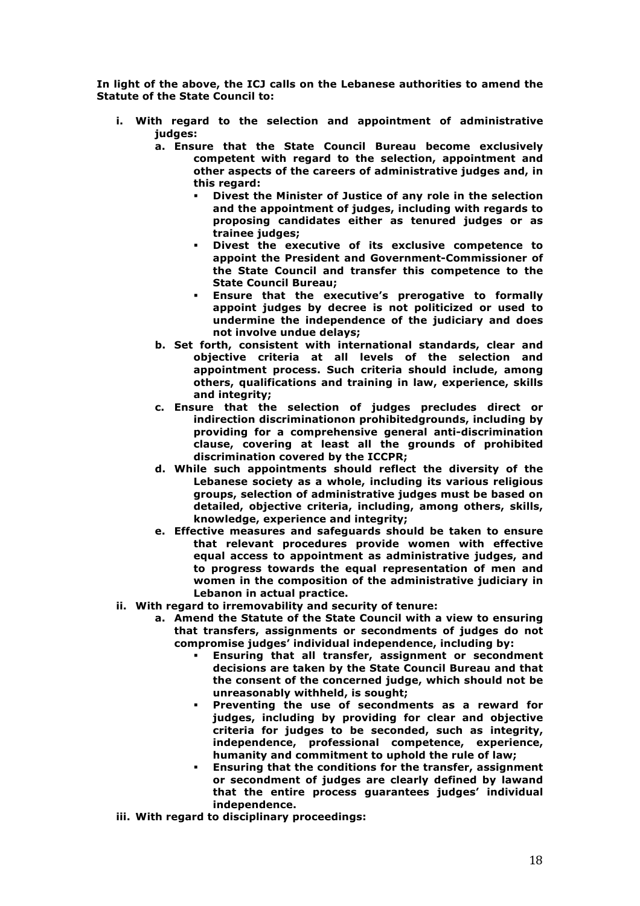**In light of the above, the ICJ calls on the Lebanese authorities to amend the Statute of the State Council to:**

- **i. With regard to the selection and appointment of administrative judges:**
  - **a. Ensure that the State Council Bureau become exclusively competent with regard to the selection, appointment and other aspects of the careers of administrative judges and, in this regard:**
    - **Divest the Minister of Justice of any role in the selection and the appointment of judges, including with regards to proposing candidates either as tenured judges or as trainee judges;**
    - **Divest the executive of its exclusive competence to appoint the President and Government-Commissioner of the State Council and transfer this competence to the State Council Bureau;**
    - **Ensure that the executive's prerogative to formally appoint judges by decree is not politicized or used to undermine the independence of the judiciary and does not involve undue delays;**
  - **b. Set forth, consistent with international standards, clear and objective criteria at all levels of the selection and appointment process. Such criteria should include, among others, qualifications and training in law, experience, skills and integrity;**
  - **c. Ensure that the selection of judges precludes direct or indirection discriminationon prohibitedgrounds, including by providing for a comprehensive general anti-discrimination clause, covering at least all the grounds of prohibited discrimination covered by the ICCPR;**
  - **d. While such appointments should reflect the diversity of the Lebanese society as a whole, including its various religious groups, selection of administrative judges must be based on detailed, objective criteria, including, among others, skills, knowledge, experience and integrity;**
  - **e. Effective measures and safeguards should be taken to ensure that relevant procedures provide women with effective equal access to appointment as administrative judges, and to progress towards the equal representation of men and women in the composition of the administrative judiciary in Lebanon in actual practice.**
- **ii. With regard to irremovability and security of tenure:**
  - **a. Amend the Statute of the State Council with a view to ensuring that transfers, assignments or secondments of judges do not compromise judges' individual independence, including by:**
    - **Ensuring that all transfer, assignment or secondment decisions are taken by the State Council Bureau and that the consent of the concerned judge, which should not be unreasonably withheld, is sought;**
    - **Preventing the use of secondments as a reward for judges, including by providing for clear and objective criteria for judges to be seconded, such as integrity, independence, professional competence, experience, humanity and commitment to uphold the rule of law;**
    - **Ensuring that the conditions for the transfer, assignment or secondment of judges are clearly defined by lawand that the entire process guarantees judges' individual independence.**
- **iii. With regard to disciplinary proceedings:**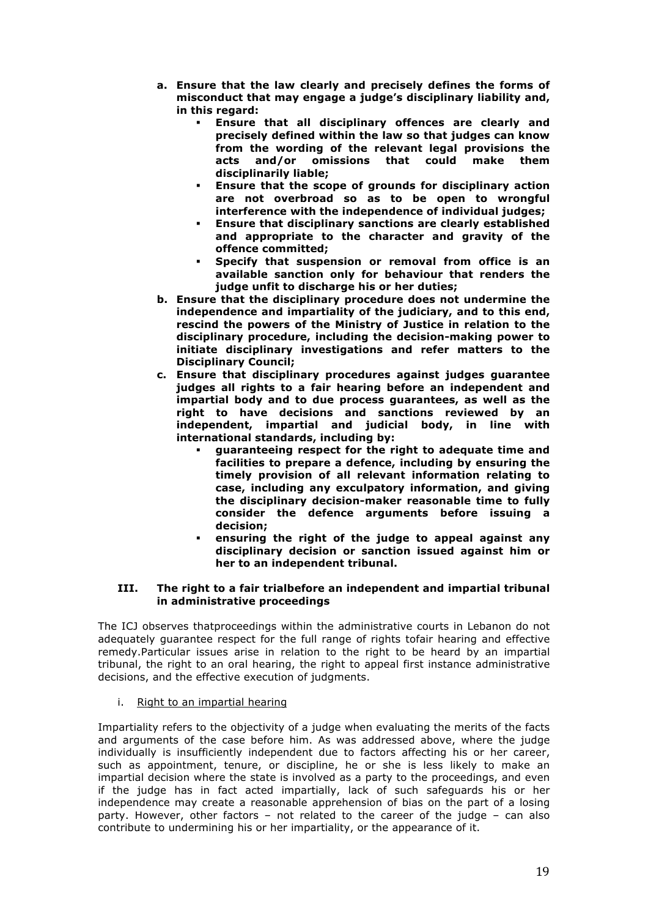**a. Ensure that the law clearly and precisely defines the forms of misconduct that may engage a judge's disciplinary liability and, in this regard:**

- **Ensure that all disciplinary offences are clearly and precisely defined within the law so that judges can know from the wording of the relevant legal provisions the acts and/or omissions that could make them disciplinarily liable;**
- **Ensure that the scope of grounds for disciplinary action are not overbroad so as to be open to wrongful interference with the independence of individual judges;**
- **Ensure that disciplinary sanctions are clearly established and appropriate to the character and gravity of the offence committed;**
- **Specify that suspension or removal from office is an available sanction only for behaviour that renders the judge unfit to discharge his or her duties;**

**b. Ensure that the disciplinary procedure does not undermine the independence and impartiality of the judiciary, and to this end, rescind the powers of the Ministry of Justice in relation to the disciplinary procedure, including the decision-making power to initiate disciplinary investigations and refer matters to the Disciplinary Council;**

**c. Ensure that disciplinary procedures against judges guarantee judges all rights to a fair hearing before an independent and impartial body and to due process guarantees, as well as the right to have decisions and sanctions reviewed by an independent, impartial and judicial body, in line with international standards, including by:**

- **guaranteeing respect for the right to adequate time and facilities to prepare a defence, including by ensuring the timely provision of all relevant information relating to case, including any exculpatory information, and giving the disciplinary decision-maker reasonable time to fully consider the defence arguments before issuing a decision;**
- **ensuring the right of the judge to appeal against any disciplinary decision or sanction issued against him or her to an independent tribunal.**

## III. The right to a fair trialbefore an independent and impartial tribunal in administrative proceedings

The ICJ observes thatproceedings within the administrative courts in Lebanon do not adequately guarantee respect for the full range of rights tofair hearing and effective remedy.Particular issues arise in relation to the right to be heard by an impartial tribunal, the right to an oral hearing, the right to appeal first instance administrative decisions, and the effective execution of judgments.

i. Right to an impartial hearing

Impartiality refers to the objectivity of a judge when evaluating the merits of the facts and arguments of the case before him. As was addressed above, where the judge individually is insufficiently independent due to factors affecting his or her career, such as appointment, tenure, or discipline, he or she is less likely to make an impartial decision where the state is involved as a party to the proceedings, and even if the judge has in fact acted impartially, lack of such safeguards his or her independence may create a reasonable apprehension of bias on the part of a losing party. However, other factors – not related to the career of the judge – can also contribute to undermining his or her impartiality, or the appearance of it.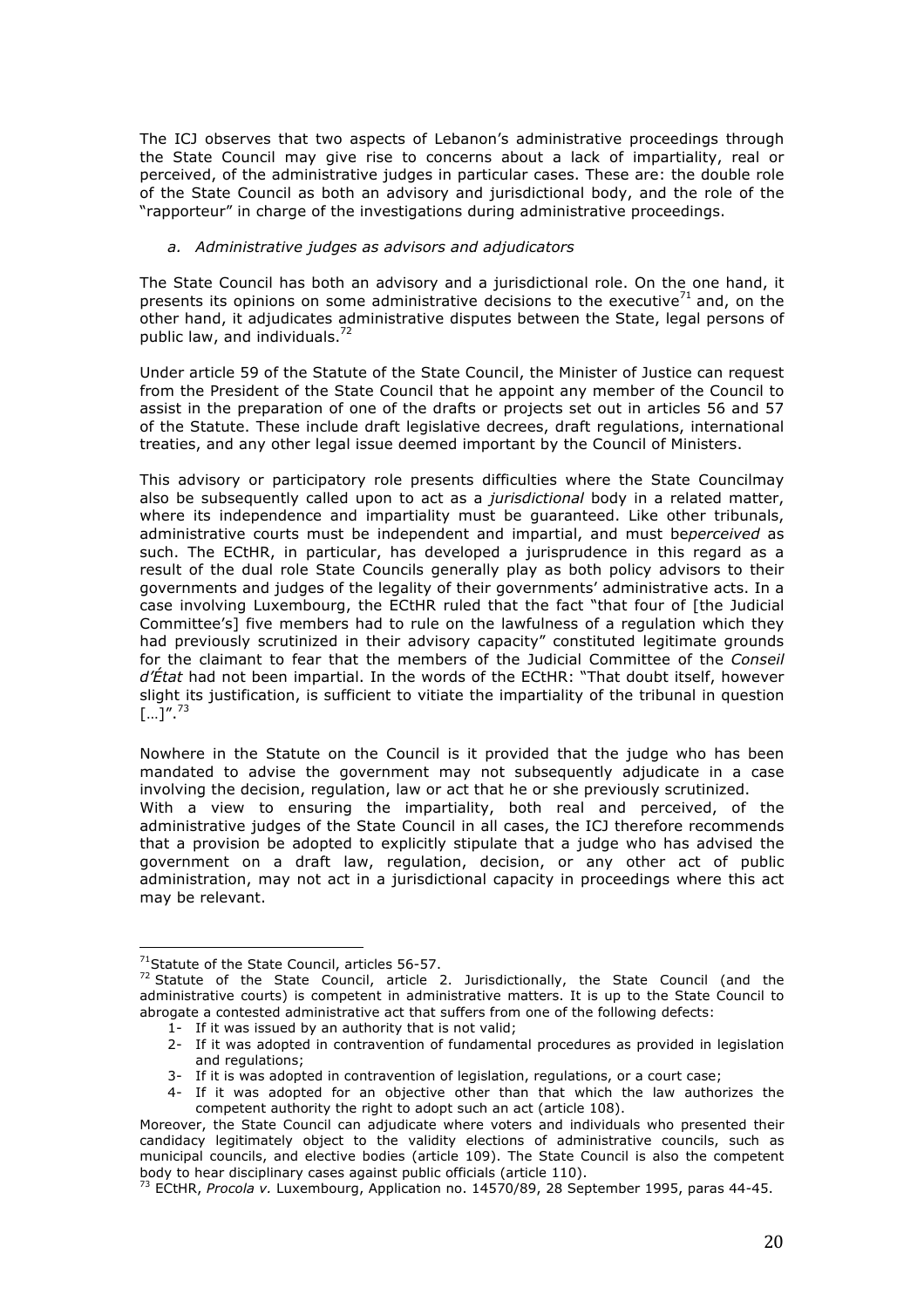The ICJ observes that two aspects of Lebanon's administrative proceedings through the State Council may give rise to concerns about a lack of impartiality, real or perceived, of the administrative judges in particular cases. These are: the double role of the State Council as both an advisory and jurisdictional body, and the role of the "rapporteur" in charge of the investigations during administrative proceedings.

*a. Administrative judges as advisors and adjudicators*

The State Council has both an advisory and a jurisdictional role. On the one hand, it presents its opinions on some administrative decisions to the executive[71] and, on the other hand, it adjudicates administrative disputes between the State, legal persons of public law, and individuals.[72]

Under article 59 of the Statute of the State Council, the Minister of Justice can request from the President of the State Council that he appoint any member of the Council to assist in the preparation of one of the drafts or projects set out in articles 56 and 57 of the Statute. These include draft legislative decrees, draft regulations, international treaties, and any other legal issue deemed important by the Council of Ministers.

This advisory or participatory role presents difficulties where the State Councilmay also be subsequently called upon to act as a *jurisdictional* body in a related matter, where its independence and impartiality must be guaranteed. Like other tribunals, administrative courts must be independent and impartial, and must be*perceived* as such. The ECtHR, in particular, has developed a jurisprudence in this regard as a result of the dual role State Councils generally play as both policy advisors to their governments and judges of the legality of their governments' administrative acts. In a case involving Luxembourg, the ECtHR ruled that the fact "that four of [the Judicial Committee's] five members had to rule on the lawfulness of a regulation which they had previously scrutinized in their advisory capacity" constituted legitimate grounds for the claimant to fear that the members of the Judicial Committee of the *Conseil d'État* had not been impartial. In the words of the ECtHR: "That doubt itself, however slight its justification, is sufficient to vitiate the impartiality of the tribunal in question […]".[73]

Nowhere in the Statute on the Council is it provided that the judge who has been mandated to advise the government may not subsequently adjudicate in a case involving the decision, regulation, law or act that he or she previously scrutinized.
With a view to ensuring the impartiality, both real and perceived, of the administrative judges of the State Council in all cases, the ICJ therefore recommends that a provision be adopted to explicitly stipulate that a judge who has advised the government on a draft law, regulation, decision, or any other act of public administration, may not act in a jurisdictional capacity in proceedings where this act may be relevant.

---

[71] Statute of the State Council, articles 56-57.

[72] Statute of the State Council, article 2. Jurisdictionally, the State Council (and the administrative courts) is competent in administrative matters. It is up to the State Council to abrogate a contested administrative act that suffers from one of the following defects:

1- If it was issued by an authority that is not valid;
2- If it was adopted in contravention of fundamental procedures as provided in legislation and regulations;
3- If it is was adopted in contravention of legislation, regulations, or a court case;
4- If it was adopted for an objective other than that which the law authorizes the competent authority the right to adopt such an act (article 108).

Moreover, the State Council can adjudicate where voters and individuals who presented their candidacy legitimately object to the validity elections of administrative councils, such as municipal councils, and elective bodies (article 109). The State Council is also the competent body to hear disciplinary cases against public officials (article 110).

[73] ECtHR, *Procola v.* Luxembourg, Application no. 14570/89, 28 September 1995, paras 44-45.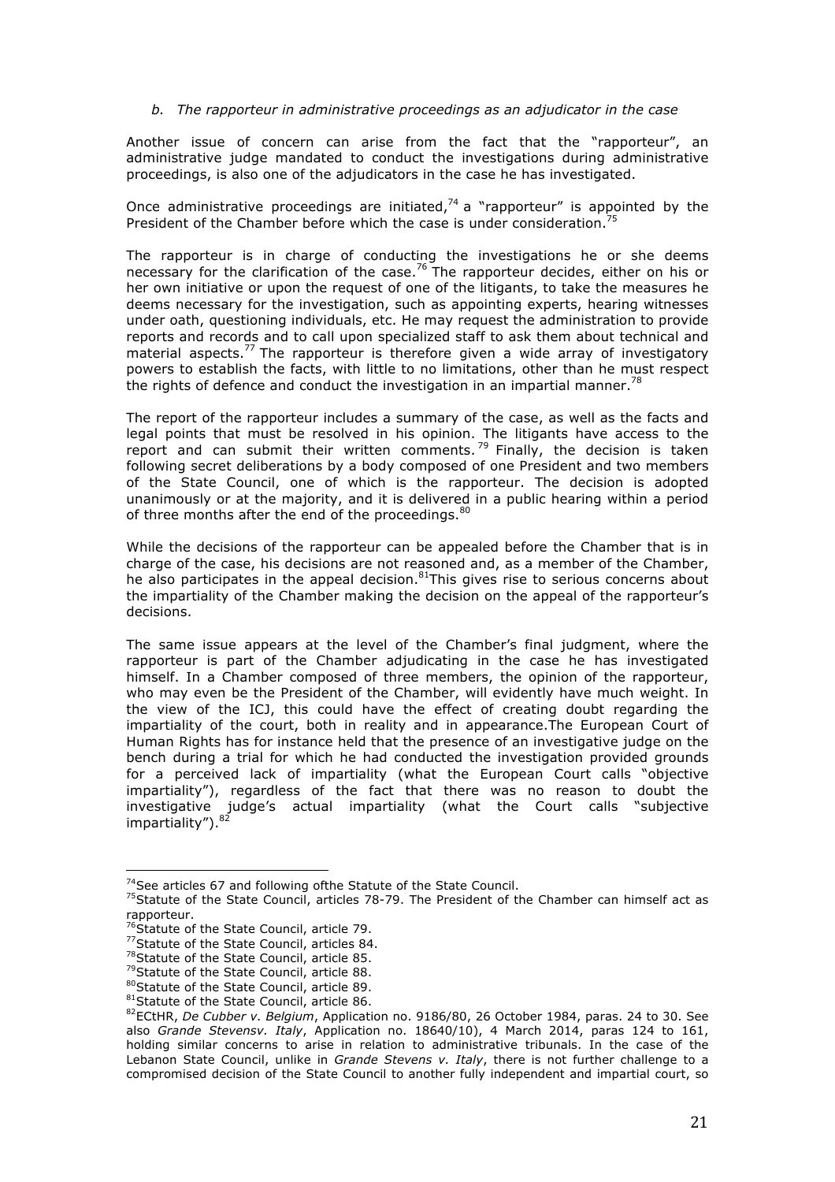*b. The rapporteur in administrative proceedings as an adjudicator in the case*

Another issue of concern can arise from the fact that the "rapporteur", an administrative judge mandated to conduct the investigations during administrative proceedings, is also one of the adjudicators in the case he has investigated.

Once administrative proceedings are initiated,[74] a "rapporteur" is appointed by the President of the Chamber before which the case is under consideration.[75]

The rapporteur is in charge of conducting the investigations he or she deems necessary for the clarification of the case.[76] The rapporteur decides, either on his or her own initiative or upon the request of one of the litigants, to take the measures he deems necessary for the investigation, such as appointing experts, hearing witnesses under oath, questioning individuals, etc. He may request the administration to provide reports and records and to call upon specialized staff to ask them about technical and material aspects.[77] The rapporteur is therefore given a wide array of investigatory powers to establish the facts, with little to no limitations, other than he must respect the rights of defence and conduct the investigation in an impartial manner.[78]

The report of the rapporteur includes a summary of the case, as well as the facts and legal points that must be resolved in his opinion. The litigants have access to the report and can submit their written comments.[79] Finally, the decision is taken following secret deliberations by a body composed of one President and two members of the State Council, one of which is the rapporteur. The decision is adopted unanimously or at the majority, and it is delivered in a public hearing within a period of three months after the end of the proceedings.[80]

While the decisions of the rapporteur can be appealed before the Chamber that is in charge of the case, his decisions are not reasoned and, as a member of the Chamber, he also participates in the appeal decision.[81]This gives rise to serious concerns about the impartiality of the Chamber making the decision on the appeal of the rapporteur's decisions.

The same issue appears at the level of the Chamber's final judgment, where the rapporteur is part of the Chamber adjudicating in the case he has investigated himself. In a Chamber composed of three members, the opinion of the rapporteur, who may even be the President of the Chamber, will evidently have much weight. In the view of the ICJ, this could have the effect of creating doubt regarding the impartiality of the court, both in reality and in appearance.The European Court of Human Rights has for instance held that the presence of an investigative judge on the bench during a trial for which he had conducted the investigation provided grounds for a perceived lack of impartiality (what the European Court calls "objective impartiality"), regardless of the fact that there was no reason to doubt the investigative judge's actual impartiality (what the Court calls "subjective impartiality").[82]

---

[74]See articles 67 and following ofthe Statute of the State Council.

[75]Statute of the State Council, articles 78-79. The President of the Chamber can himself act as rapporteur.

[76]Statute of the State Council, article 79.

[77]Statute of the State Council, articles 84.

[78]Statute of the State Council, article 85.

[79]Statute of the State Council, article 88.

[80]Statute of the State Council, article 89.

[81]Statute of the State Council, article 86.

[82]ECtHR, *De Cubber v. Belgium*, Application no. 9186/80, 26 October 1984, paras. 24 to 30. See also *Grande Stevensv. Italy*, Application no. 18640/10), 4 March 2014, paras 124 to 161, holding similar concerns to arise in relation to administrative tribunals. In the case of the Lebanon State Council, unlike in *Grande Stevens v. Italy*, there is not further challenge to a compromised decision of the State Council to another fully independent and impartial court, so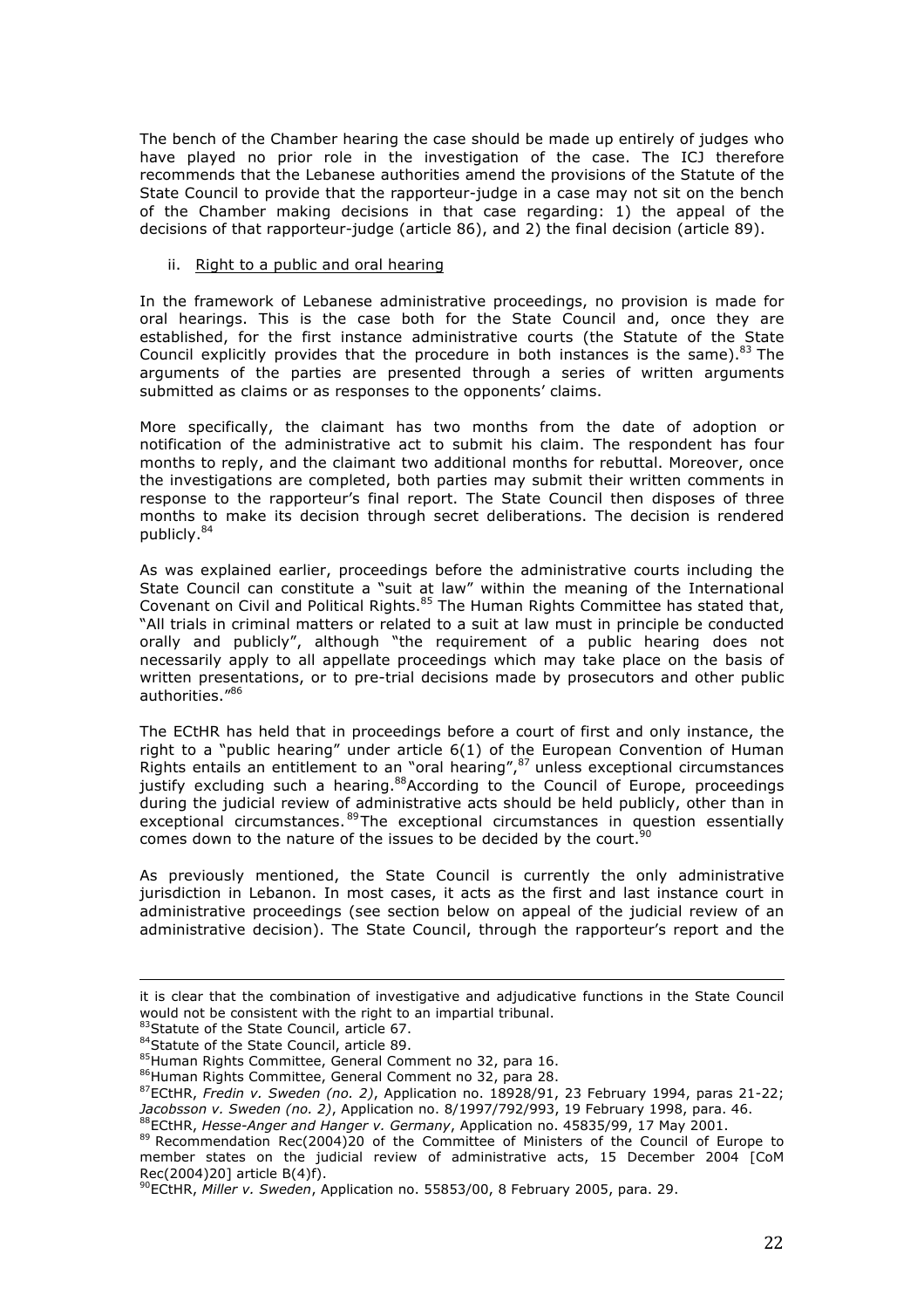The bench of the Chamber hearing the case should be made up entirely of judges who have played no prior role in the investigation of the case. The ICJ therefore recommends that the Lebanese authorities amend the provisions of the Statute of the State Council to provide that the rapporteur-judge in a case may not sit on the bench of the Chamber making decisions in that case regarding: 1) the appeal of the decisions of that rapporteur-judge (article 86), and 2) the final decision (article 89).

ii. Right to a public and oral hearing

In the framework of Lebanese administrative proceedings, no provision is made for oral hearings. This is the case both for the State Council and, once they are established, for the first instance administrative courts (the Statute of the State Council explicitly provides that the procedure in both instances is the same).[83] The arguments of the parties are presented through a series of written arguments submitted as claims or as responses to the opponents' claims.

More specifically, the claimant has two months from the date of adoption or notification of the administrative act to submit his claim. The respondent has four months to reply, and the claimant two additional months for rebuttal. Moreover, once the investigations are completed, both parties may submit their written comments in response to the rapporteur's final report. The State Council then disposes of three months to make its decision through secret deliberations. The decision is rendered publicly.[84]

As was explained earlier, proceedings before the administrative courts including the State Council can constitute a "suit at law" within the meaning of the International Covenant on Civil and Political Rights.[85] The Human Rights Committee has stated that, "All trials in criminal matters or related to a suit at law must in principle be conducted orally and publicly", although "the requirement of a public hearing does not necessarily apply to all appellate proceedings which may take place on the basis of written presentations, or to pre-trial decisions made by prosecutors and other public authorities."[86]

The ECtHR has held that in proceedings before a court of first and only instance, the right to a "public hearing" under article 6(1) of the European Convention of Human Rights entails an entitlement to an "oral hearing",[87] unless exceptional circumstances justify excluding such a hearing.[88] According to the Council of Europe, proceedings during the judicial review of administrative acts should be held publicly, other than in exceptional circumstances.[89] The exceptional circumstances in question essentially comes down to the nature of the issues to be decided by the court.[90]

As previously mentioned, the State Council is currently the only administrative jurisdiction in Lebanon. In most cases, it acts as the first and last instance court in administrative proceedings (see section below on appeal of the judicial review of an administrative decision). The State Council, through the rapporteur's report and the

---

it is clear that the combination of investigative and adjudicative functions in the State Council would not be consistent with the right to an impartial tribunal.

[83] Statute of the State Council, article 67.

[84] Statute of the State Council, article 89.

[85] Human Rights Committee, General Comment no 32, para 16.

[86] Human Rights Committee, General Comment no 32, para 28.

[87] ECtHR, *Fredin v. Sweden (no. 2)*, Application no. 18928/91, 23 February 1994, paras 21-22; *Jacobsson v. Sweden (no. 2)*, Application no. 8/1997/792/993, 19 February 1998, para. 46.

[88] ECtHR, *Hesse-Anger and Hanger v. Germany*, Application no. 45835/99, 17 May 2001.

[89] Recommendation Rec(2004)20 of the Committee of Ministers of the Council of Europe to member states on the judicial review of administrative acts, 15 December 2004 [CoM Rec(2004)20] article B(4)f).

[90] ECtHR, *Miller v. Sweden*, Application no. 55853/00, 8 February 2005, para. 29.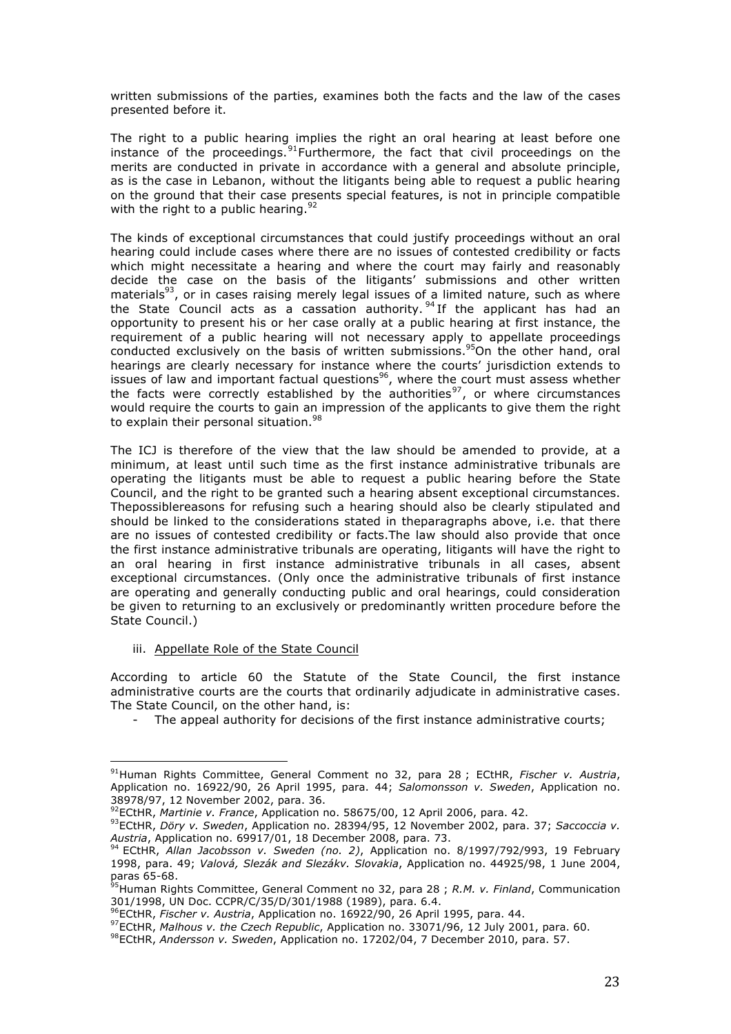written submissions of the parties, examines both the facts and the law of the cases presented before it.

The right to a public hearing implies the right an oral hearing at least before one instance of the proceedings.[91] Furthermore, the fact that civil proceedings on the merits are conducted in private in accordance with a general and absolute principle, as is the case in Lebanon, without the litigants being able to request a public hearing on the ground that their case presents special features, is not in principle compatible with the right to a public hearing.[92]

The kinds of exceptional circumstances that could justify proceedings without an oral hearing could include cases where there are no issues of contested credibility or facts which might necessitate a hearing and where the court may fairly and reasonably decide the case on the basis of the litigants' submissions and other written materials[93], or in cases raising merely legal issues of a limited nature, such as where the State Council acts as a cassation authority.[94] If the applicant has had an opportunity to present his or her case orally at a public hearing at first instance, the requirement of a public hearing will not necessary apply to appellate proceedings conducted exclusively on the basis of written submissions.[95] On the other hand, oral hearings are clearly necessary for instance where the courts' jurisdiction extends to issues of law and important factual questions[96], where the court must assess whether the facts were correctly established by the authorities[97], or where circumstances would require the courts to gain an impression of the applicants to give them the right to explain their personal situation.[98]

The ICJ is therefore of the view that the law should be amended to provide, at a minimum, at least until such time as the first instance administrative tribunals are operating the litigants must be able to request a public hearing before the State Council, and the right to be granted such a hearing absent exceptional circumstances. Thepossiblereasons for refusing such a hearing should also be clearly stipulated and should be linked to the considerations stated in theparagraphs above, i.e. that there are no issues of contested credibility or facts.The law should also provide that once the first instance administrative tribunals are operating, litigants will have the right to an oral hearing in first instance administrative tribunals in all cases, absent exceptional circumstances. (Only once the administrative tribunals of first instance are operating and generally conducting public and oral hearings, could consideration be given to returning to an exclusively or predominantly written procedure before the State Council.)

iii. Appellate Role of the State Council

According to article 60 the Statute of the State Council, the first instance administrative courts are the courts that ordinarily adjudicate in administrative cases. The State Council, on the other hand, is:

- The appeal authority for decisions of the first instance administrative courts;

---

[91] Human Rights Committee, General Comment no 32, para 28 ; ECtHR, *Fischer v. Austria*, Application no. 16922/90, 26 April 1995, para. 44; *Salomonsson v. Sweden*, Application no. 38978/97, 12 November 2002, para. 36.

[92] ECtHR, *Martinie v. France*, Application no. 58675/00, 12 April 2006, para. 42.

[93] ECtHR, *Döry v. Sweden*, Application no. 28394/95, 12 November 2002, para. 37; *Saccoccia v. Austria*, Application no. 69917/01, 18 December 2008, para. 73.

[94] ECtHR, *Allan Jacobsson v. Sweden (no. 2)*, Application no. 8/1997/792/993, 19 February 1998, para. 49; *Valová, Slezák and Slezákv. Slovakia*, Application no. 44925/98, 1 June 2004, paras 65-68.

[95] Human Rights Committee, General Comment no 32, para 28 ; *R.M. v. Finland*, Communication 301/1998, UN Doc. CCPR/C/35/D/301/1988 (1989), para. 6.4.

[96] ECtHR, *Fischer v. Austria*, Application no. 16922/90, 26 April 1995, para. 44.

[97] ECtHR, *Malhous v. the Czech Republic*, Application no. 33071/96, 12 July 2001, para. 60.

[98] ECtHR, *Andersson v. Sweden*, Application no. 17202/04, 7 December 2010, para. 57.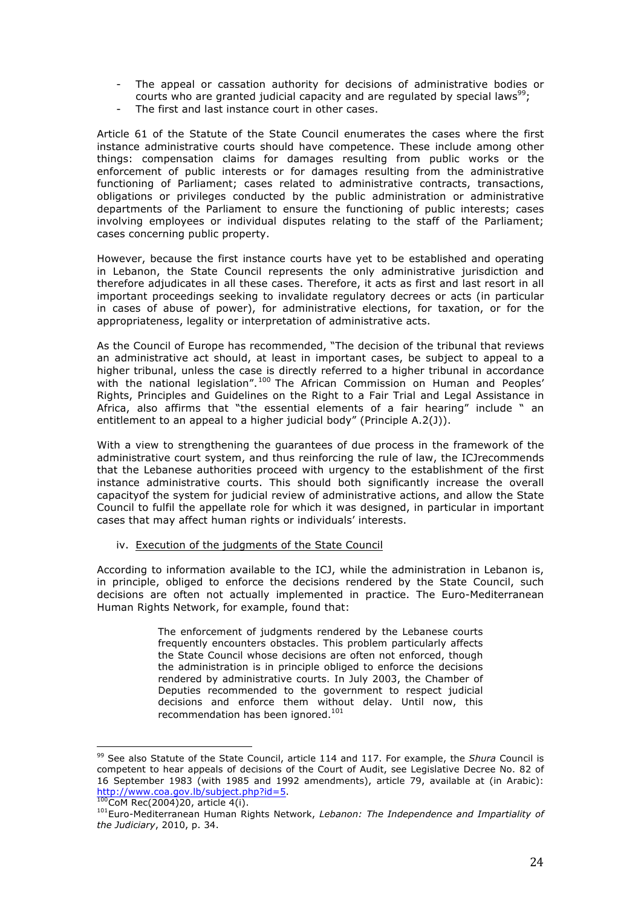- The appeal or cassation authority for decisions of administrative bodies or courts who are granted judicial capacity and are regulated by special laws[99];
- The first and last instance court in other cases.

Article 61 of the Statute of the State Council enumerates the cases where the first instance administrative courts should have competence. These include among other things: compensation claims for damages resulting from public works or the enforcement of public interests or for damages resulting from the administrative functioning of Parliament; cases related to administrative contracts, transactions, obligations or privileges conducted by the public administration or administrative departments of the Parliament to ensure the functioning of public interests; cases involving employees or individual disputes relating to the staff of the Parliament; cases concerning public property.

However, because the first instance courts have yet to be established and operating in Lebanon, the State Council represents the only administrative jurisdiction and therefore adjudicates in all these cases. Therefore, it acts as first and last resort in all important proceedings seeking to invalidate regulatory decrees or acts (in particular in cases of abuse of power), for administrative elections, for taxation, or for the appropriateness, legality or interpretation of administrative acts.

As the Council of Europe has recommended, "The decision of the tribunal that reviews an administrative act should, at least in important cases, be subject to appeal to a higher tribunal, unless the case is directly referred to a higher tribunal in accordance with the national legislation".[100] The African Commission on Human and Peoples' Rights, Principles and Guidelines on the Right to a Fair Trial and Legal Assistance in Africa, also affirms that "the essential elements of a fair hearing" include " an entitlement to an appeal to a higher judicial body" (Principle A.2(J)).

With a view to strengthening the guarantees of due process in the framework of the administrative court system, and thus reinforcing the rule of law, the ICJrecommends that the Lebanese authorities proceed with urgency to the establishment of the first instance administrative courts. This should both significantly increase the overall capacityof the system for judicial review of administrative actions, and allow the State Council to fulfil the appellate role for which it was designed, in particular in important cases that may affect human rights or individuals' interests.

iv. Execution of the judgments of the State Council

According to information available to the ICJ, while the administration in Lebanon is, in principle, obliged to enforce the decisions rendered by the State Council, such decisions are often not actually implemented in practice. The Euro-Mediterranean Human Rights Network, for example, found that:

> The enforcement of judgments rendered by the Lebanese courts frequently encounters obstacles. This problem particularly affects the State Council whose decisions are often not enforced, though the administration is in principle obliged to enforce the decisions rendered by administrative courts. In July 2003, the Chamber of Deputies recommended to the government to respect judicial decisions and enforce them without delay. Until now, this recommendation has been ignored.[101]

---

[99] See also Statute of the State Council, article 114 and 117. For example, the *Shura* Council is competent to hear appeals of decisions of the Court of Audit, see Legislative Decree No. 82 of 16 September 1983 (with 1985 and 1992 amendments), article 79, available at (in Arabic): http://www.coa.gov.lb/subject.php?id=5.

[100] CoM Rec(2004)20, article 4(i).

[101] Euro-Mediterranean Human Rights Network, *Lebanon: The Independence and Impartiality of the Judiciary*, 2010, p. 34.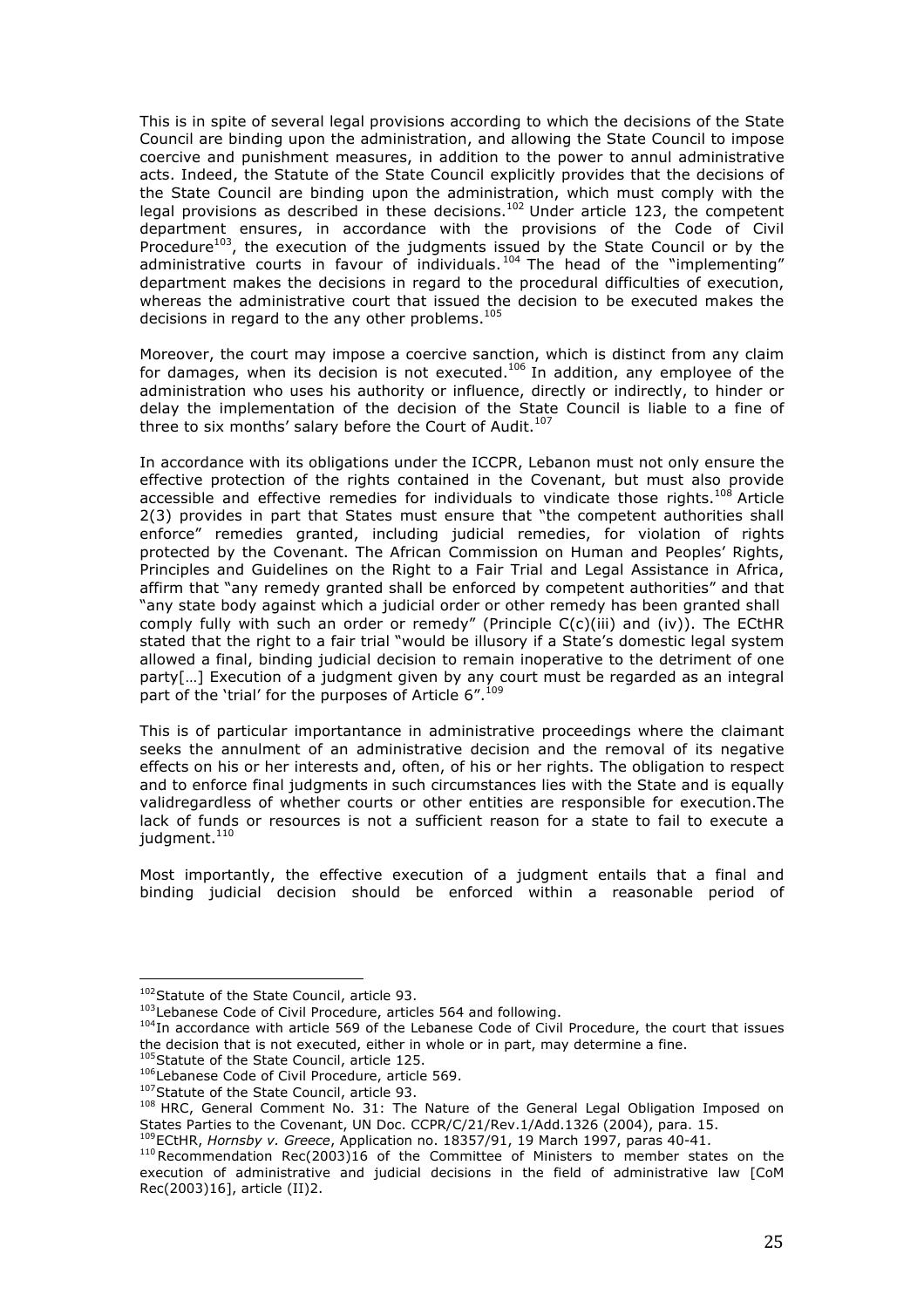This is in spite of several legal provisions according to which the decisions of the State Council are binding upon the administration, and allowing the State Council to impose coercive and punishment measures, in addition to the power to annul administrative acts. Indeed, the Statute of the State Council explicitly provides that the decisions of the State Council are binding upon the administration, which must comply with the legal provisions as described in these decisions.[102] Under article 123, the competent department ensures, in accordance with the provisions of the Code of Civil Procedure[103], the execution of the judgments issued by the State Council or by the administrative courts in favour of individuals.[104] The head of the "implementing" department makes the decisions in regard to the procedural difficulties of execution, whereas the administrative court that issued the decision to be executed makes the decisions in regard to the any other problems.[105]

Moreover, the court may impose a coercive sanction, which is distinct from any claim for damages, when its decision is not executed.[106] In addition, any employee of the administration who uses his authority or influence, directly or indirectly, to hinder or delay the implementation of the decision of the State Council is liable to a fine of three to six months' salary before the Court of Audit.[107]

In accordance with its obligations under the ICCPR, Lebanon must not only ensure the effective protection of the rights contained in the Covenant, but must also provide accessible and effective remedies for individuals to vindicate those rights.[108] Article 2(3) provides in part that States must ensure that "the competent authorities shall enforce" remedies granted, including judicial remedies, for violation of rights protected by the Covenant. The African Commission on Human and Peoples' Rights, Principles and Guidelines on the Right to a Fair Trial and Legal Assistance in Africa, affirm that "any remedy granted shall be enforced by competent authorities" and that "any state body against which a judicial order or other remedy has been granted shall comply fully with such an order or remedy" (Principle C(c)(iii) and (iv)). The ECtHR stated that the right to a fair trial "would be illusory if a State's domestic legal system allowed a final, binding judicial decision to remain inoperative to the detriment of one party[…] Execution of a judgment given by any court must be regarded as an integral part of the 'trial' for the purposes of Article 6".[109]

This is of particular importantance in administrative proceedings where the claimant seeks the annulment of an administrative decision and the removal of its negative effects on his or her interests and, often, of his or her rights. The obligation to respect and to enforce final judgments in such circumstances lies with the State and is equally validregardless of whether courts or other entities are responsible for execution.The lack of funds or resources is not a sufficient reason for a state to fail to execute a judgment.[110]

Most importantly, the effective execution of a judgment entails that a final and binding judicial decision should be enforced within a reasonable period of

---

[102] Statute of the State Council, article 93.

[103] Lebanese Code of Civil Procedure, articles 564 and following.

[104] In accordance with article 569 of the Lebanese Code of Civil Procedure, the court that issues the decision that is not executed, either in whole or in part, may determine a fine.

[105] Statute of the State Council, article 125.

[106] Lebanese Code of Civil Procedure, article 569.

[107] Statute of the State Council, article 93.

[108] HRC, General Comment No. 31: The Nature of the General Legal Obligation Imposed on States Parties to the Covenant, UN Doc. CCPR/C/21/Rev.1/Add.1326 (2004), para. 15.

[109] ECtHR, *Hornsby v. Greece*, Application no. 18357/91, 19 March 1997, paras 40-41.

[110] Recommendation Rec(2003)16 of the Committee of Ministers to member states on the execution of administrative and judicial decisions in the field of administrative law [CoM Rec(2003)16], article (II)2.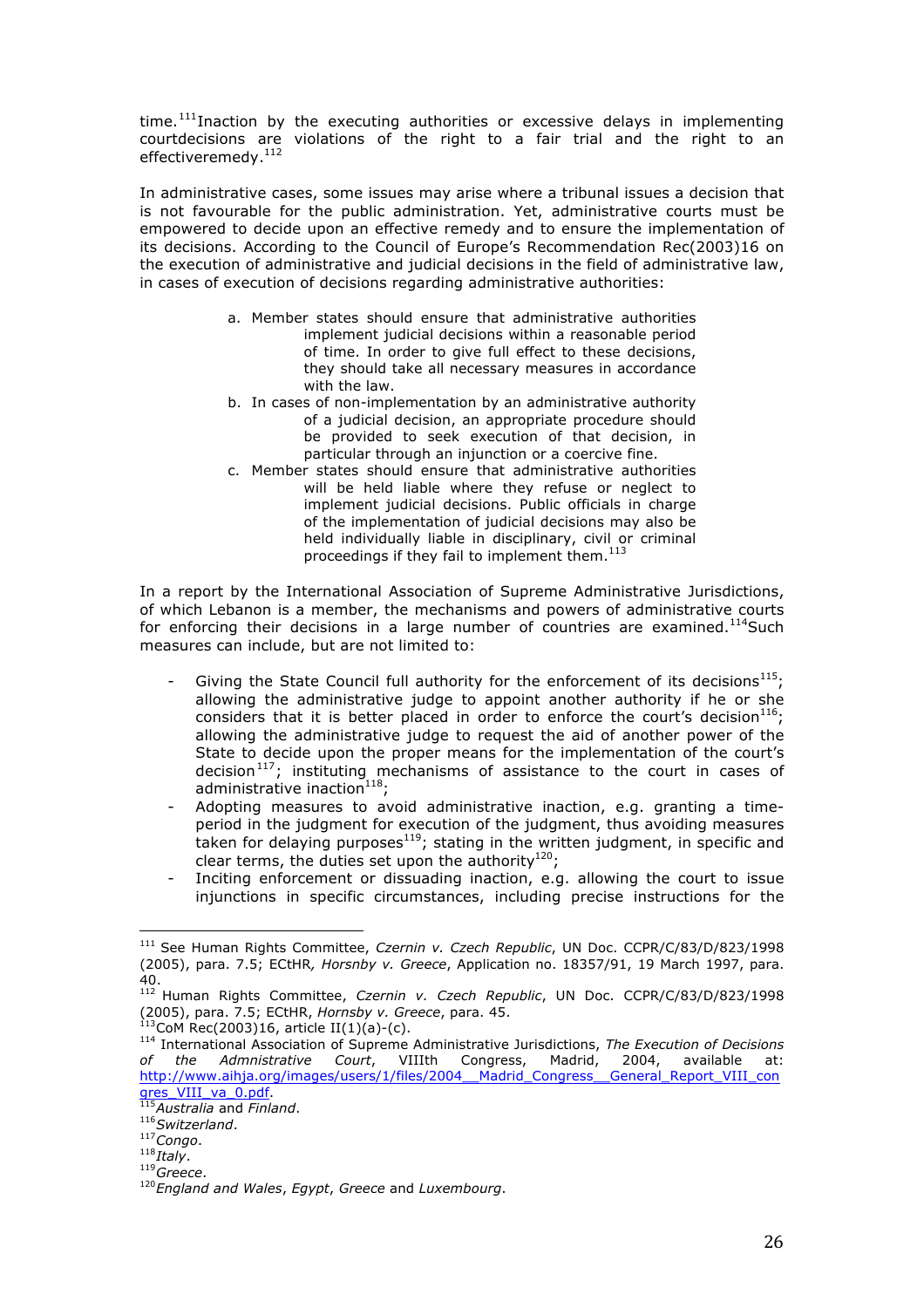time.[111] Inaction by the executing authorities or excessive delays in implementing courtdecisions are violations of the right to a fair trial and the right to an effectiveremedy.[112]

In administrative cases, some issues may arise where a tribunal issues a decision that is not favourable for the public administration. Yet, administrative courts must be empowered to decide upon an effective remedy and to ensure the implementation of its decisions. According to the Council of Europe's Recommendation Rec(2003)16 on the execution of administrative and judicial decisions in the field of administrative law, in cases of execution of decisions regarding administrative authorities:

> a. Member states should ensure that administrative authorities implement judicial decisions within a reasonable period of time. In order to give full effect to these decisions, they should take all necessary measures in accordance with the law.
> b. In cases of non-implementation by an administrative authority of a judicial decision, an appropriate procedure should be provided to seek execution of that decision, in particular through an injunction or a coercive fine.
> c. Member states should ensure that administrative authorities will be held liable where they refuse or neglect to implement judicial decisions. Public officials in charge of the implementation of judicial decisions may also be held individually liable in disciplinary, civil or criminal proceedings if they fail to implement them.[113]

In a report by the International Association of Supreme Administrative Jurisdictions, of which Lebanon is a member, the mechanisms and powers of administrative courts for enforcing their decisions in a large number of countries are examined.[114] Such measures can include, but are not limited to:

- Giving the State Council full authority for the enforcement of its decisions[115]; allowing the administrative judge to appoint another authority if he or she considers that it is better placed in order to enforce the court's decision[116]; allowing the administrative judge to request the aid of another power of the State to decide upon the proper means for the implementation of the court's decision[117]; instituting mechanisms of assistance to the court in cases of administrative inaction[118];
- Adopting measures to avoid administrative inaction, e.g. granting a time-period in the judgment for execution of the judgment, thus avoiding measures taken for delaying purposes[119]; stating in the written judgment, in specific and clear terms, the duties set upon the authority[120];
- Inciting enforcement or dissuading inaction, e.g. allowing the court to issue injunctions in specific circumstances, including precise instructions for the

---

[111] See Human Rights Committee, *Czernin v. Czech Republic*, UN Doc. CCPR/C/83/D/823/1998 (2005), para. 7.5; ECtHR*, Horsnby v. Greece*, Application no. 18357/91, 19 March 1997, para. 40.

[112] Human Rights Committee, *Czernin v. Czech Republic*, UN Doc. CCPR/C/83/D/823/1998 (2005), para. 7.5; ECtHR, *Hornsby v. Greece*, para. 45.

[113] CoM Rec(2003)16, article II(1)(a)-(c).

[114] International Association of Supreme Administrative Jurisdictions, *The Execution of Decisions of the Admnistrative Court*, VIIIth Congress, Madrid, 2004, available at: http://www.aihja.org/images/users/1/files/2004__Madrid_Congress__General_Report_VIII_congres_VIII_va_0.pdf.

[115] *Australia* and *Finland*.

[116] *Switzerland*.

[117] *Congo*.

[118] *Italy*.

[119] *Greece*.

[120] *England and Wales*, *Egypt*, *Greece* and *Luxembourg*.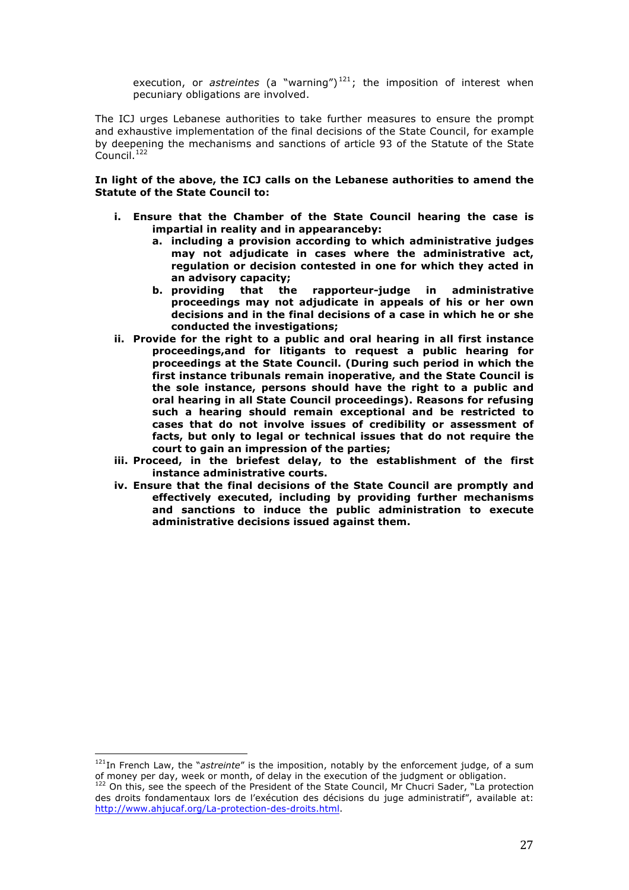execution, or *astreintes* (a "warning")[121]; the imposition of interest when pecuniary obligations are involved.

The ICJ urges Lebanese authorities to take further measures to ensure the prompt and exhaustive implementation of the final decisions of the State Council, for example by deepening the mechanisms and sanctions of article 93 of the Statute of the State Council.[122]

**In light of the above, the ICJ calls on the Lebanese authorities to amend the Statute of the State Council to:**

- **i. Ensure that the Chamber of the State Council hearing the case is impartial in reality and in appearanceby:**
  - **a. including a provision according to which administrative judges may not adjudicate in cases where the administrative act, regulation or decision contested in one for which they acted in an advisory capacity;**
  - **b. providing that the rapporteur-judge in administrative proceedings may not adjudicate in appeals of his or her own decisions and in the final decisions of a case in which he or she conducted the investigations;**
- **ii. Provide for the right to a public and oral hearing in all first instance proceedings,and for litigants to request a public hearing for proceedings at the State Council. (During such period in which the first instance tribunals remain inoperative, and the State Council is the sole instance, persons should have the right to a public and oral hearing in all State Council proceedings). Reasons for refusing such a hearing should remain exceptional and be restricted to cases that do not involve issues of credibility or assessment of facts, but only to legal or technical issues that do not require the court to gain an impression of the parties;**
- **iii. Proceed, in the briefest delay, to the establishment of the first instance administrative courts.**
- **iv. Ensure that the final decisions of the State Council are promptly and effectively executed, including by providing further mechanisms and sanctions to induce the public administration to execute administrative decisions issued against them.**

---

[121] In French Law, the "*astreinte*" is the imposition, notably by the enforcement judge, of a sum of money per day, week or month, of delay in the execution of the judgment or obligation.

[122] On this, see the speech of the President of the State Council, Mr Chucri Sader, "La protection des droits fondamentaux lors de l'exécution des décisions du juge administratif", available at: http://www.ahjucaf.org/La-protection-des-droits.html.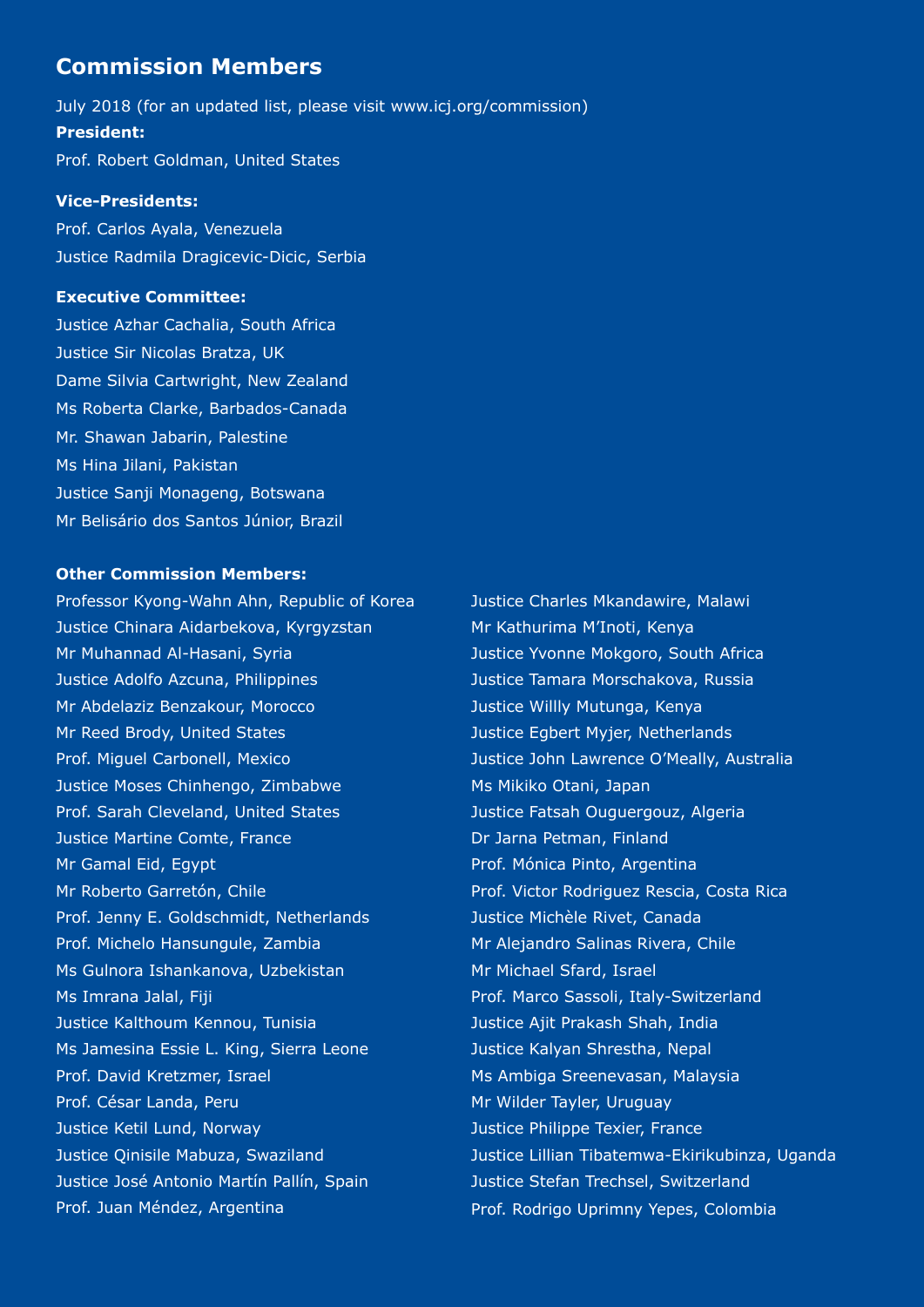## Commission Members

July 2018 (for an updated list, please visit www.icj.org/commission)

**President:**

Prof. Robert Goldman, United States

**Vice-Presidents:**

Prof. Carlos Ayala, Venezuela

Justice Radmila Dragicevic-Dicic, Serbia

**Executive Committee:**

Justice Azhar Cachalia, South Africa

Justice Sir Nicolas Bratza, UK

Dame Silvia Cartwright, New Zealand

Ms Roberta Clarke, Barbados-Canada

Mr. Shawan Jabarin, Palestine

Ms Hina Jilani, Pakistan

Justice Sanji Monageng, Botswana

Mr Belisário dos Santos Júnior, Brazil

**Other Commission Members:**

Professor Kyong-Wahn Ahn, Republic of Korea

Justice Chinara Aidarbekova, Kyrgyzstan

Mr Muhannad Al-Hasani, Syria

Justice Adolfo Azcuna, Philippines

Mr Abdelaziz Benzakour, Morocco

Mr Reed Brody, United States

Prof. Miguel Carbonell, Mexico

Justice Moses Chinhengo, Zimbabwe

Prof. Sarah Cleveland, United States

Justice Martine Comte, France

Mr Gamal Eid, Egypt

Mr Roberto Garretón, Chile

Prof. Jenny E. Goldschmidt, Netherlands

Prof. Michelo Hansungule, Zambia

Ms Gulnora Ishankanova, Uzbekistan

Ms Imrana Jalal, Fiji

Justice Kalthoum Kennou, Tunisia

Ms Jamesina Essie L. King, Sierra Leone

Prof. David Kretzmer, Israel

Prof. César Landa, Peru

Justice Ketil Lund, Norway

Justice Qinisile Mabuza, Swaziland

Justice José Antonio Martín Pallín, Spain

Prof. Juan Méndez, Argentina

Justice Charles Mkandawire, Malawi

Mr Kathurima M'Inoti, Kenya

Justice Yvonne Mokgoro, South Africa

Justice Tamara Morschakova, Russia

Justice Willly Mutunga, Kenya

Justice Egbert Myjer, Netherlands

Justice John Lawrence O'Meally, Australia

Ms Mikiko Otani, Japan

Justice Fatsah Ouguergouz, Algeria

Dr Jarna Petman, Finland

Prof. Mónica Pinto, Argentina

Prof. Victor Rodriguez Rescia, Costa Rica

Justice Michèle Rivet, Canada

Mr Alejandro Salinas Rivera, Chile

Mr Michael Sfard, Israel

Prof. Marco Sassoli, Italy-Switzerland

Justice Ajit Prakash Shah, India

Justice Kalyan Shrestha, Nepal

Ms Ambiga Sreenevasan, Malaysia

Mr Wilder Tayler, Uruguay

Justice Philippe Texier, France

Justice Lillian Tibatemwa-Ekirikubinza, Uganda

Justice Stefan Trechsel, Switzerland

Prof. Rodrigo Uprimny Yepes, Colombia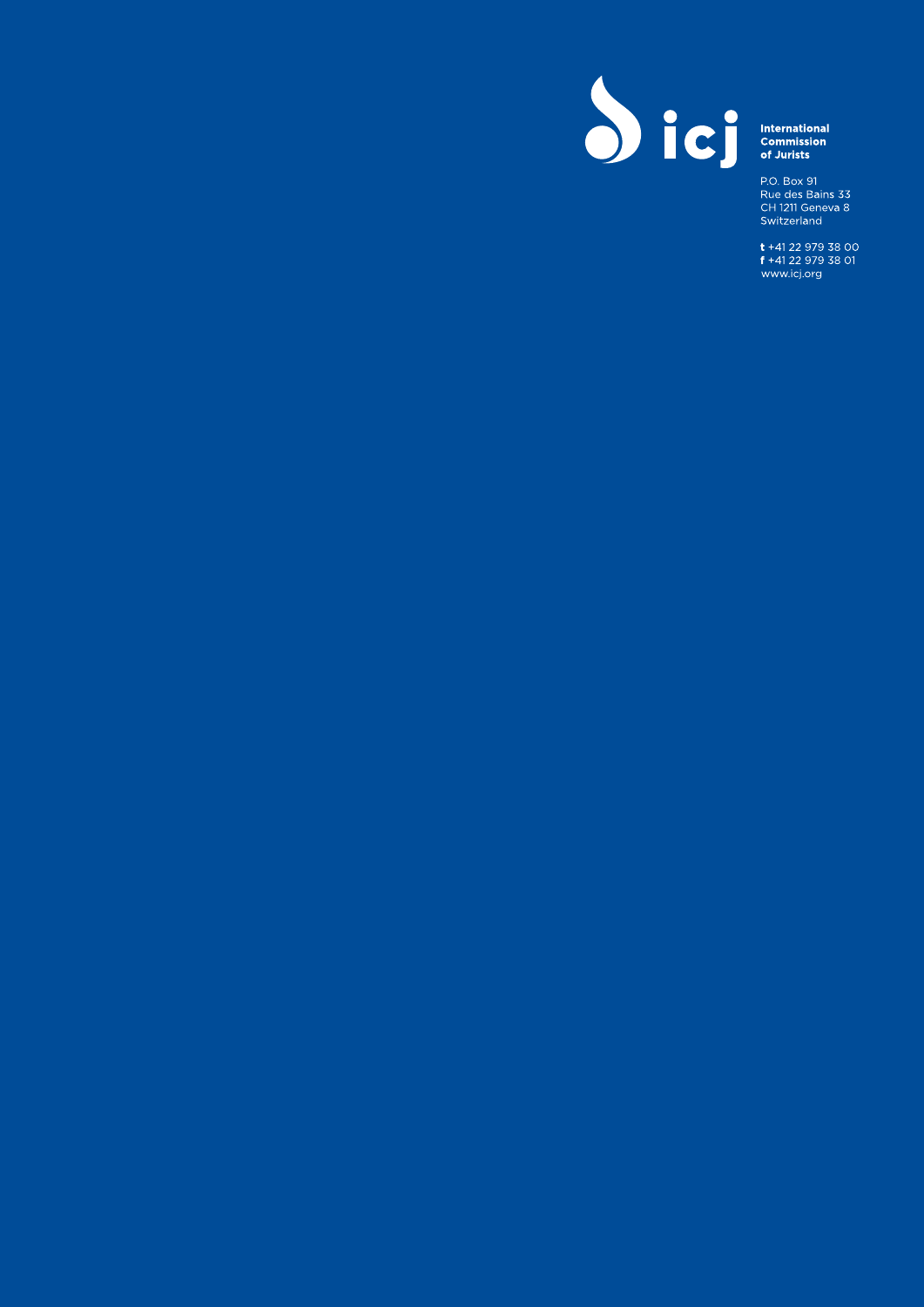icj

International Commission of Jurists

P.O. Box 91
Rue des Bains 33
CH 1211 Geneva 8
Switzerland

**t** +41 22 979 38 00
**f** +41 22 979 38 01
www.icj.org